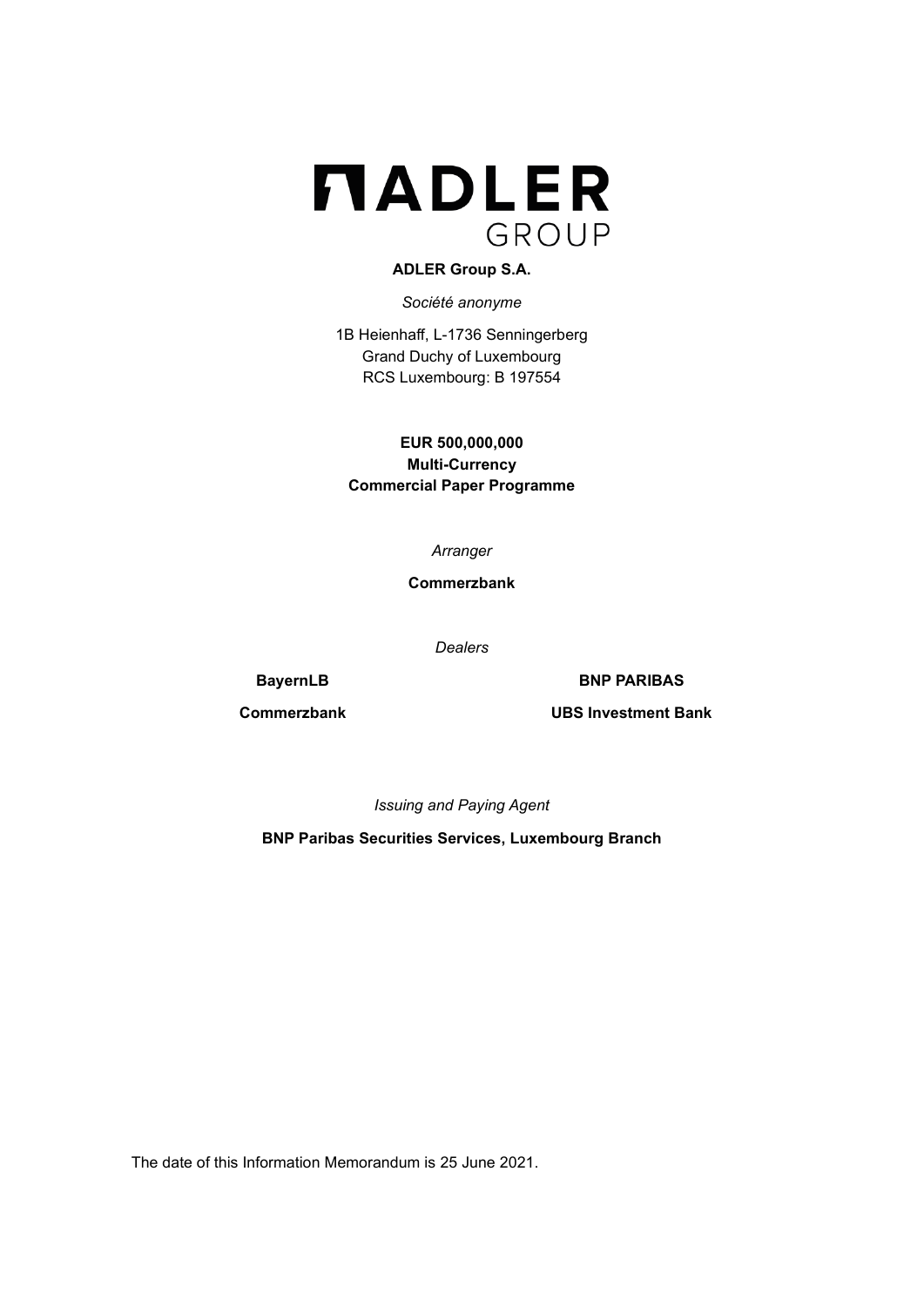**ADLER Group S.A.**

*Société anonyme*

1B Heienhaff, L-1736 Senningerberg
Grand Duchy of Luxembourg
RCS Luxembourg: B 197554

**EUR 500,000,000**
**Multi-Currency**
**Commercial Paper Programme**

*Arranger*

**Commerzbank**

*Dealers*

**BayernLB**

**BNP PARIBAS**

**Commerzbank**

**UBS Investment Bank**

*Issuing and Paying Agent*

**BNP Paribas Securities Services, Luxembourg Branch**

The date of this Information Memorandum is 25 June 2021.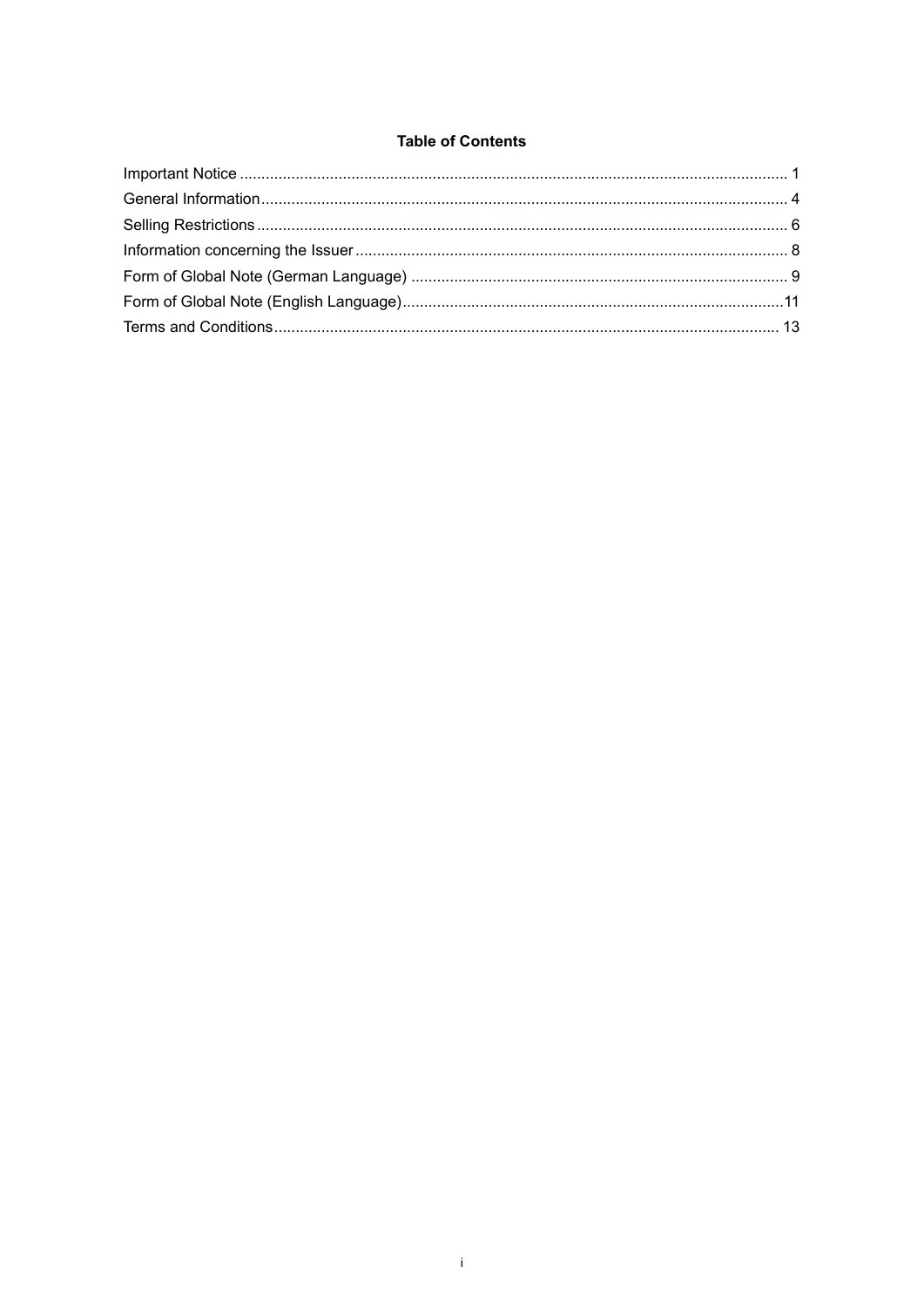## Table of Contents

| | |
|---|---|
| Important Notice | 1 |
| General Information | 4 |
| Selling Restrictions | 6 |
| Information concerning the Issuer | 8 |
| Form of Global Note (German Language) | 9 |
| Form of Global Note (English Language) | 11 |
| Terms and Conditions | 13 |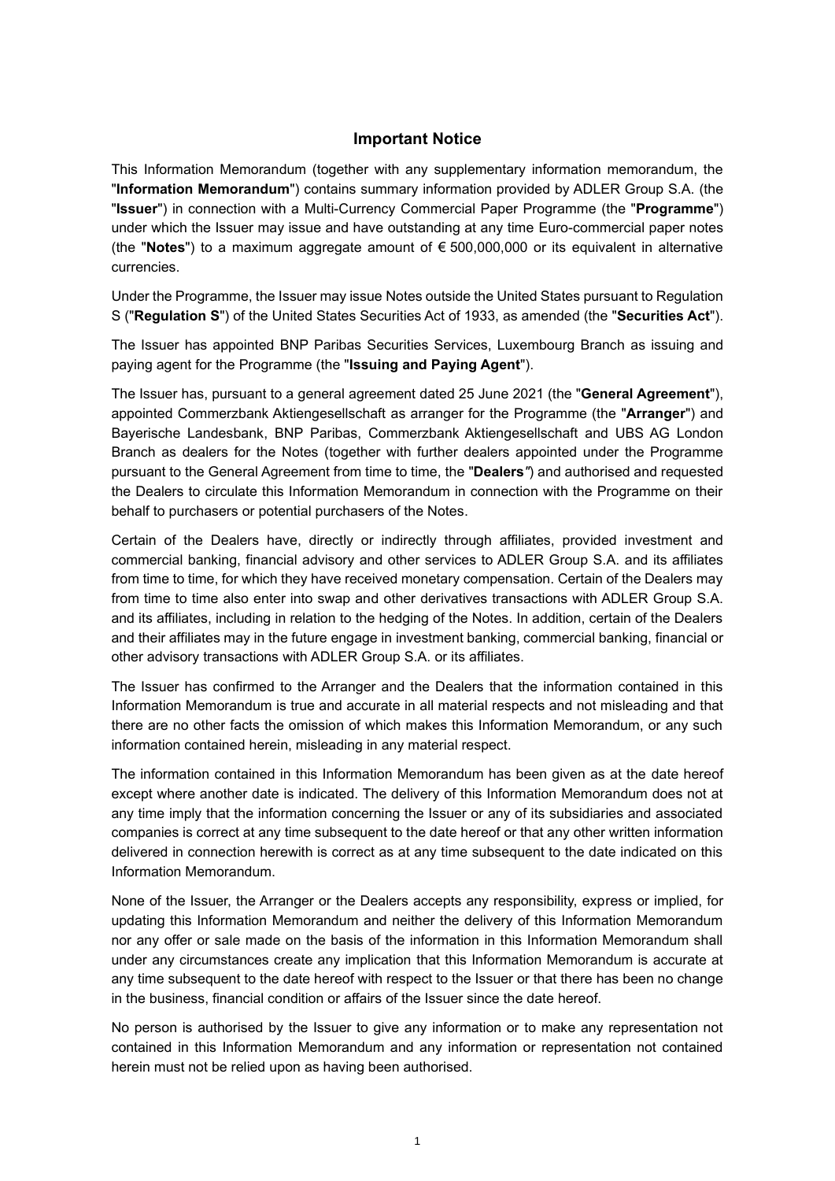## Important Notice

This Information Memorandum (together with any supplementary information memorandum, the "**Information Memorandum**") contains summary information provided by ADLER Group S.A. (the "**Issuer**") in connection with a Multi-Currency Commercial Paper Programme (the "**Programme**") under which the Issuer may issue and have outstanding at any time Euro-commercial paper notes (the "**Notes**") to a maximum aggregate amount of € 500,000,000 or its equivalent in alternative currencies.

Under the Programme, the Issuer may issue Notes outside the United States pursuant to Regulation S ("**Regulation S**") of the United States Securities Act of 1933, as amended (the "**Securities Act**").

The Issuer has appointed BNP Paribas Securities Services, Luxembourg Branch as issuing and paying agent for the Programme (the "**Issuing and Paying Agent**").

The Issuer has, pursuant to a general agreement dated 25 June 2021 (the "**General Agreement**"), appointed Commerzbank Aktiengesellschaft as arranger for the Programme (the "**Arranger**") and Bayerische Landesbank, BNP Paribas, Commerzbank Aktiengesellschaft and UBS AG London Branch as dealers for the Notes (together with further dealers appointed under the Programme pursuant to the General Agreement from time to time, the "**Dealers**") and authorised and requested the Dealers to circulate this Information Memorandum in connection with the Programme on their behalf to purchasers or potential purchasers of the Notes.

Certain of the Dealers have, directly or indirectly through affiliates, provided investment and commercial banking, financial advisory and other services to ADLER Group S.A. and its affiliates from time to time, for which they have received monetary compensation. Certain of the Dealers may from time to time also enter into swap and other derivatives transactions with ADLER Group S.A. and its affiliates, including in relation to the hedging of the Notes. In addition, certain of the Dealers and their affiliates may in the future engage in investment banking, commercial banking, financial or other advisory transactions with ADLER Group S.A. or its affiliates.

The Issuer has confirmed to the Arranger and the Dealers that the information contained in this Information Memorandum is true and accurate in all material respects and not misleading and that there are no other facts the omission of which makes this Information Memorandum, or any such information contained herein, misleading in any material respect.

The information contained in this Information Memorandum has been given as at the date hereof except where another date is indicated. The delivery of this Information Memorandum does not at any time imply that the information concerning the Issuer or any of its subsidiaries and associated companies is correct at any time subsequent to the date hereof or that any other written information delivered in connection herewith is correct as at any time subsequent to the date indicated on this Information Memorandum.

None of the Issuer, the Arranger or the Dealers accepts any responsibility, express or implied, for updating this Information Memorandum and neither the delivery of this Information Memorandum nor any offer or sale made on the basis of the information in this Information Memorandum shall under any circumstances create any implication that this Information Memorandum is accurate at any time subsequent to the date hereof with respect to the Issuer or that there has been no change in the business, financial condition or affairs of the Issuer since the date hereof.

No person is authorised by the Issuer to give any information or to make any representation not contained in this Information Memorandum and any information or representation not contained herein must not be relied upon as having been authorised.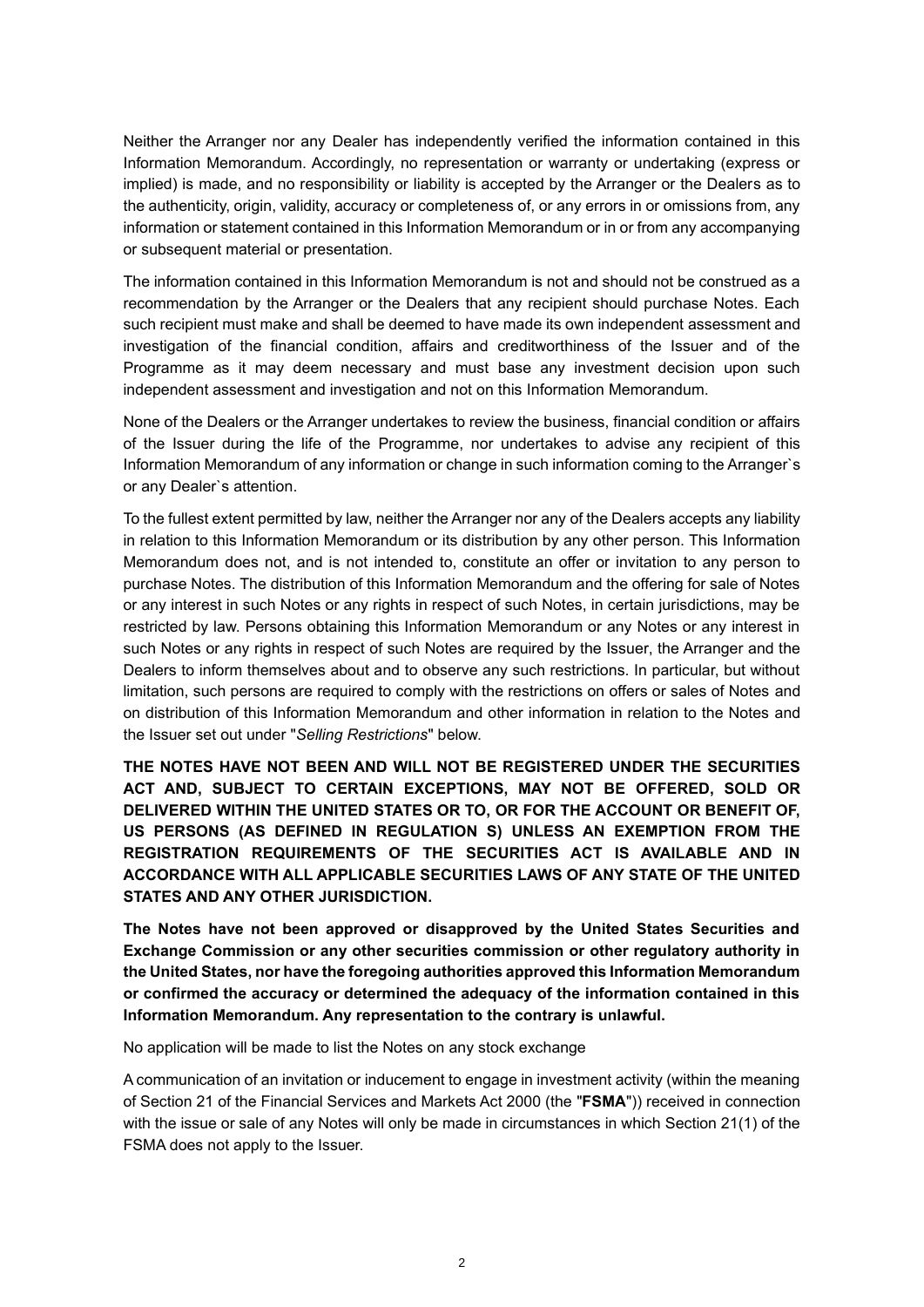Neither the Arranger nor any Dealer has independently verified the information contained in this Information Memorandum. Accordingly, no representation or warranty or undertaking (express or implied) is made, and no responsibility or liability is accepted by the Arranger or the Dealers as to the authenticity, origin, validity, accuracy or completeness of, or any errors in or omissions from, any information or statement contained in this Information Memorandum or in or from any accompanying or subsequent material or presentation.

The information contained in this Information Memorandum is not and should not be construed as a recommendation by the Arranger or the Dealers that any recipient should purchase Notes. Each such recipient must make and shall be deemed to have made its own independent assessment and investigation of the financial condition, affairs and creditworthiness of the Issuer and of the Programme as it may deem necessary and must base any investment decision upon such independent assessment and investigation and not on this Information Memorandum.

None of the Dealers or the Arranger undertakes to review the business, financial condition or affairs of the Issuer during the life of the Programme, nor undertakes to advise any recipient of this Information Memorandum of any information or change in such information coming to the Arranger`s or any Dealer`s attention.

To the fullest extent permitted by law, neither the Arranger nor any of the Dealers accepts any liability in relation to this Information Memorandum or its distribution by any other person. This Information Memorandum does not, and is not intended to, constitute an offer or invitation to any person to purchase Notes. The distribution of this Information Memorandum and the offering for sale of Notes or any interest in such Notes or any rights in respect of such Notes, in certain jurisdictions, may be restricted by law. Persons obtaining this Information Memorandum or any Notes or any interest in such Notes or any rights in respect of such Notes are required by the Issuer, the Arranger and the Dealers to inform themselves about and to observe any such restrictions. In particular, but without limitation, such persons are required to comply with the restrictions on offers or sales of Notes and on distribution of this Information Memorandum and other information in relation to the Notes and the Issuer set out under "*Selling Restrictions*" below.

**THE NOTES HAVE NOT BEEN AND WILL NOT BE REGISTERED UNDER THE SECURITIES ACT AND, SUBJECT TO CERTAIN EXCEPTIONS, MAY NOT BE OFFERED, SOLD OR DELIVERED WITHIN THE UNITED STATES OR TO, OR FOR THE ACCOUNT OR BENEFIT OF, US PERSONS (AS DEFINED IN REGULATION S) UNLESS AN EXEMPTION FROM THE REGISTRATION REQUIREMENTS OF THE SECURITIES ACT IS AVAILABLE AND IN ACCORDANCE WITH ALL APPLICABLE SECURITIES LAWS OF ANY STATE OF THE UNITED STATES AND ANY OTHER JURISDICTION.**

**The Notes have not been approved or disapproved by the United States Securities and Exchange Commission or any other securities commission or other regulatory authority in the United States, nor have the foregoing authorities approved this Information Memorandum or confirmed the accuracy or determined the adequacy of the information contained in this Information Memorandum. Any representation to the contrary is unlawful.**

No application will be made to list the Notes on any stock exchange

A communication of an invitation or inducement to engage in investment activity (within the meaning of Section 21 of the Financial Services and Markets Act 2000 (the "**FSMA**")) received in connection with the issue or sale of any Notes will only be made in circumstances in which Section 21(1) of the FSMA does not apply to the Issuer.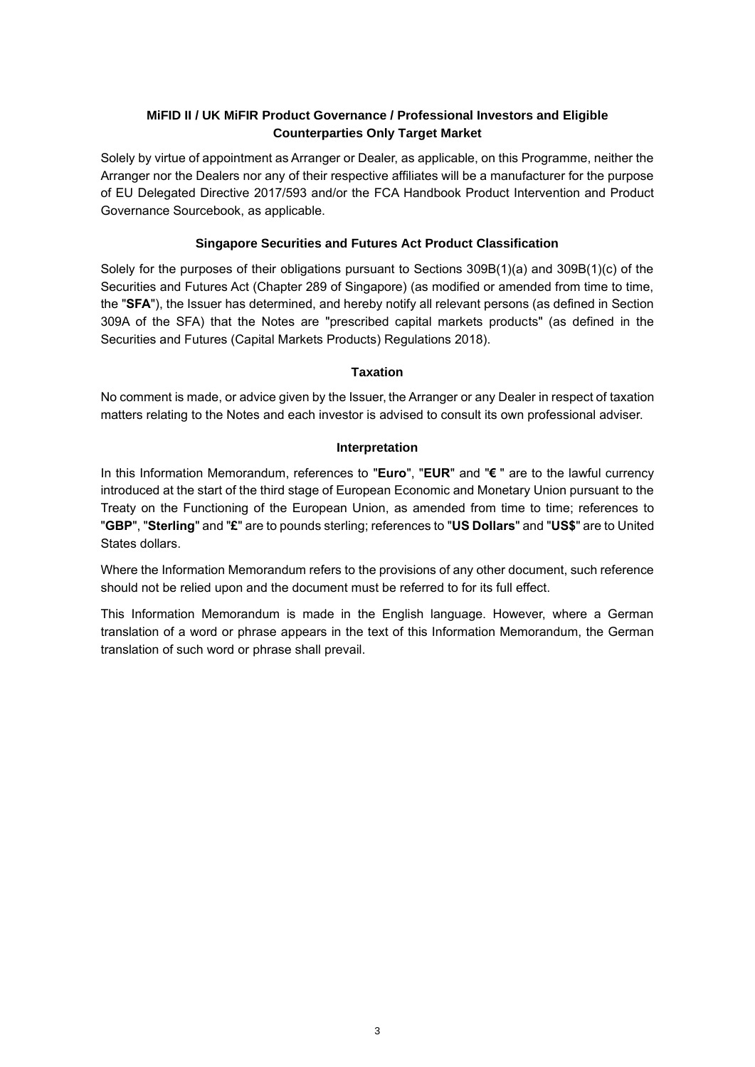## MiFID II / UK MiFIR Product Governance / Professional Investors and Eligible Counterparties Only Target Market

Solely by virtue of appointment as Arranger or Dealer, as applicable, on this Programme, neither the Arranger nor the Dealers nor any of their respective affiliates will be a manufacturer for the purpose of EU Delegated Directive 2017/593 and/or the FCA Handbook Product Intervention and Product Governance Sourcebook, as applicable.

## Singapore Securities and Futures Act Product Classification

Solely for the purposes of their obligations pursuant to Sections 309B(1)(a) and 309B(1)(c) of the Securities and Futures Act (Chapter 289 of Singapore) (as modified or amended from time to time, the "**SFA**"), the Issuer has determined, and hereby notify all relevant persons (as defined in Section 309A of the SFA) that the Notes are "prescribed capital markets products" (as defined in the Securities and Futures (Capital Markets Products) Regulations 2018).

## Taxation

No comment is made, or advice given by the Issuer, the Arranger or any Dealer in respect of taxation matters relating to the Notes and each investor is advised to consult its own professional adviser.

## Interpretation

In this Information Memorandum, references to "**Euro**", "**EUR**" and "**€** " are to the lawful currency introduced at the start of the third stage of European Economic and Monetary Union pursuant to the Treaty on the Functioning of the European Union, as amended from time to time; references to "**GBP**", "**Sterling**" and "**£**" are to pounds sterling; references to "**US Dollars**" and "**US$**" are to United States dollars.

Where the Information Memorandum refers to the provisions of any other document, such reference should not be relied upon and the document must be referred to for its full effect.

This Information Memorandum is made in the English language. However, where a German translation of a word or phrase appears in the text of this Information Memorandum, the German translation of such word or phrase shall prevail.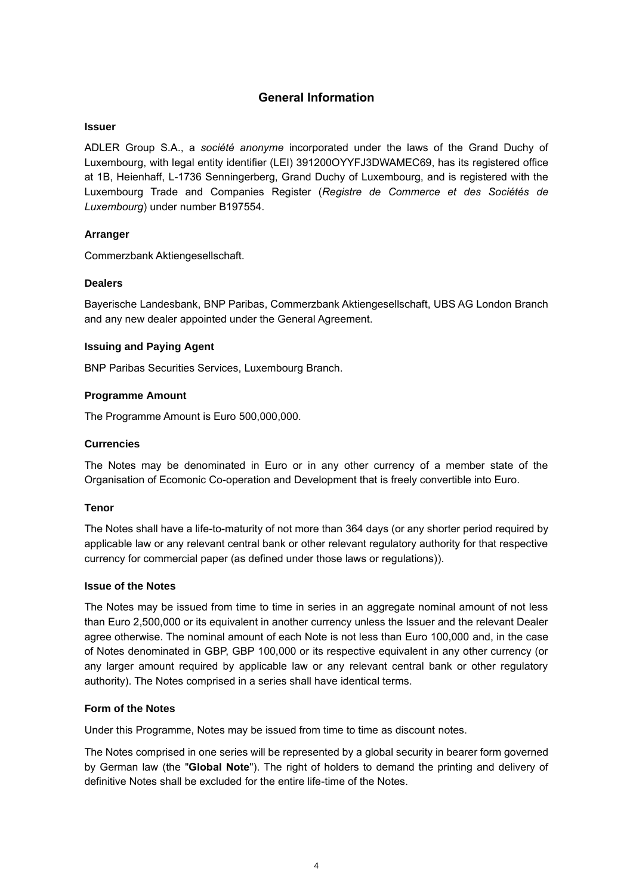# General Information

### Issuer

ADLER Group S.A., a *société anonyme* incorporated under the laws of the Grand Duchy of Luxembourg, with legal entity identifier (LEI) 391200OYYFJ3DWAMEC69, has its registered office at 1B, Heienhaff, L-1736 Senningerberg, Grand Duchy of Luxembourg, and is registered with the Luxembourg Trade and Companies Register (*Registre de Commerce et des Sociétés de Luxembourg*) under number B197554.

### Arranger

Commerzbank Aktiengesellschaft.

### Dealers

Bayerische Landesbank, BNP Paribas, Commerzbank Aktiengesellschaft, UBS AG London Branch and any new dealer appointed under the General Agreement.

### Issuing and Paying Agent

BNP Paribas Securities Services, Luxembourg Branch.

### Programme Amount

The Programme Amount is Euro 500,000,000.

### Currencies

The Notes may be denominated in Euro or in any other currency of a member state of the Organisation of Ecomonic Co-operation and Development that is freely convertible into Euro.

### Tenor

The Notes shall have a life-to-maturity of not more than 364 days (or any shorter period required by applicable law or any relevant central bank or other relevant regulatory authority for that respective currency for commercial paper (as defined under those laws or regulations)).

### Issue of the Notes

The Notes may be issued from time to time in series in an aggregate nominal amount of not less than Euro 2,500,000 or its equivalent in another currency unless the Issuer and the relevant Dealer agree otherwise. The nominal amount of each Note is not less than Euro 100,000 and, in the case of Notes denominated in GBP, GBP 100,000 or its respective equivalent in any other currency (or any larger amount required by applicable law or any relevant central bank or other regulatory authority). The Notes comprised in a series shall have identical terms.

### Form of the Notes

Under this Programme, Notes may be issued from time to time as discount notes.

The Notes comprised in one series will be represented by a global security in bearer form governed by German law (the "**Global Note**"). The right of holders to demand the printing and delivery of definitive Notes shall be excluded for the entire life-time of the Notes.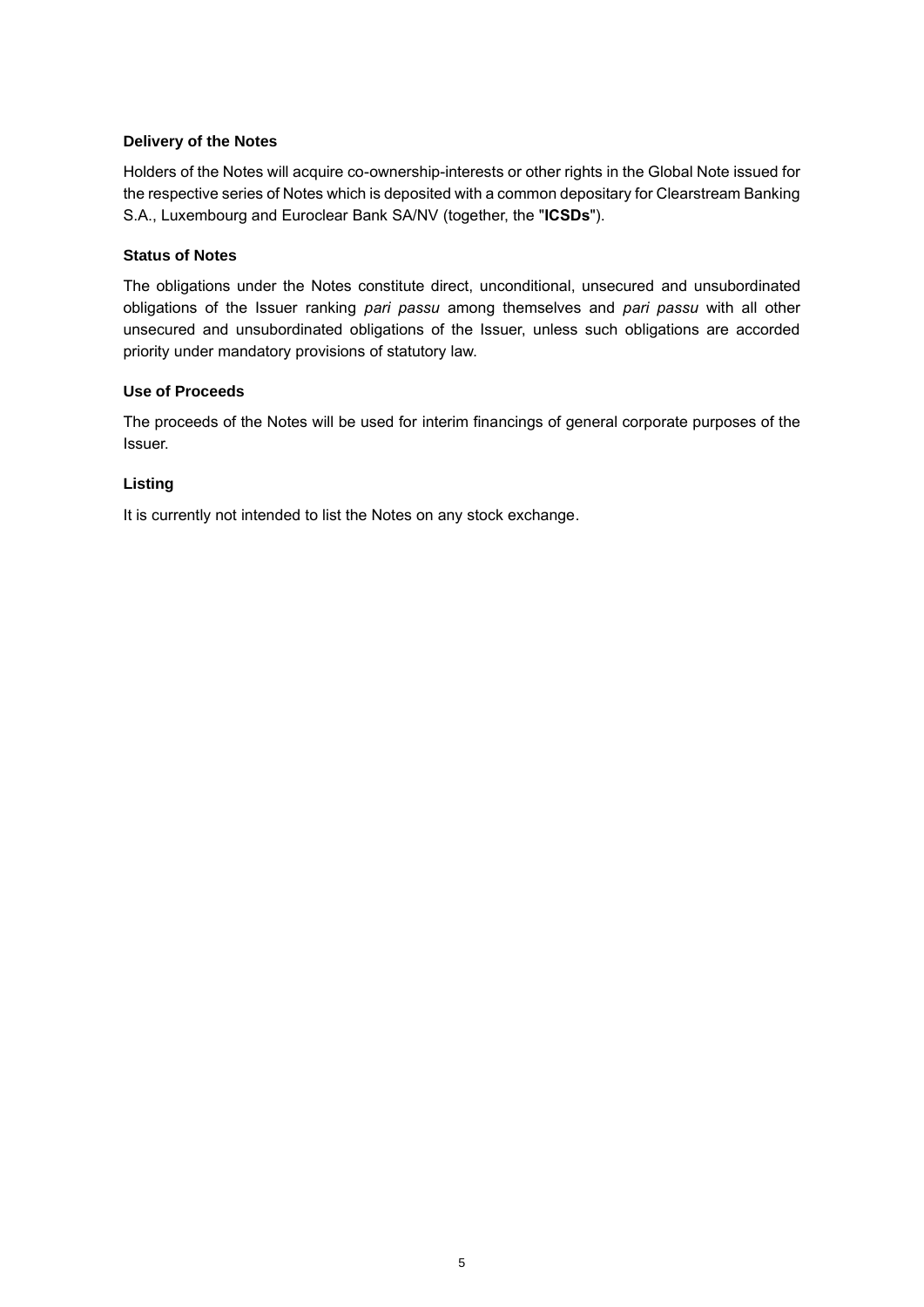### Delivery of the Notes

Holders of the Notes will acquire co-ownership-interests or other rights in the Global Note issued for the respective series of Notes which is deposited with a common depositary for Clearstream Banking S.A., Luxembourg and Euroclear Bank SA/NV (together, the "**ICSDs**").

### Status of Notes

The obligations under the Notes constitute direct, unconditional, unsecured and unsubordinated obligations of the Issuer ranking *pari passu* among themselves and *pari passu* with all other unsecured and unsubordinated obligations of the Issuer, unless such obligations are accorded priority under mandatory provisions of statutory law.

### Use of Proceeds

The proceeds of the Notes will be used for interim financings of general corporate purposes of the Issuer.

### Listing

It is currently not intended to list the Notes on any stock exchange.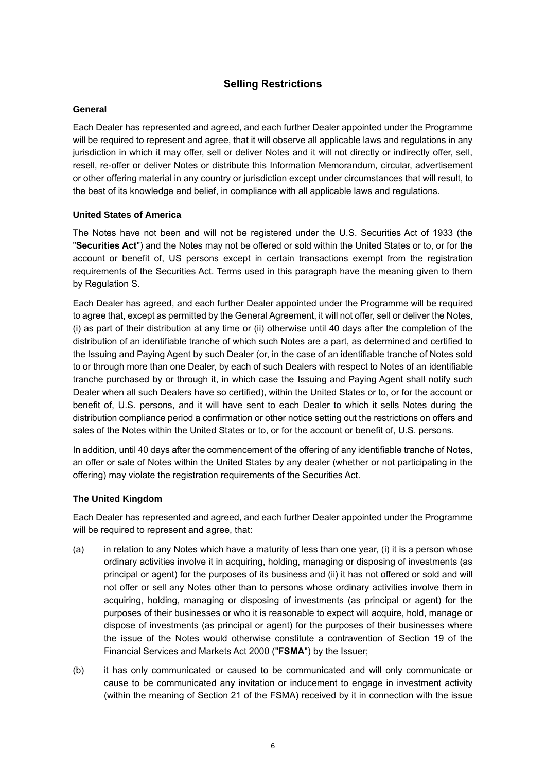## Selling Restrictions

### General

Each Dealer has represented and agreed, and each further Dealer appointed under the Programme will be required to represent and agree, that it will observe all applicable laws and regulations in any jurisdiction in which it may offer, sell or deliver Notes and it will not directly or indirectly offer, sell, resell, re-offer or deliver Notes or distribute this Information Memorandum, circular, advertisement or other offering material in any country or jurisdiction except under circumstances that will result, to the best of its knowledge and belief, in compliance with all applicable laws and regulations.

### United States of America

The Notes have not been and will not be registered under the U.S. Securities Act of 1933 (the "**Securities Act**") and the Notes may not be offered or sold within the United States or to, or for the account or benefit of, US persons except in certain transactions exempt from the registration requirements of the Securities Act. Terms used in this paragraph have the meaning given to them by Regulation S.

Each Dealer has agreed, and each further Dealer appointed under the Programme will be required to agree that, except as permitted by the General Agreement, it will not offer, sell or deliver the Notes, (i) as part of their distribution at any time or (ii) otherwise until 40 days after the completion of the distribution of an identifiable tranche of which such Notes are a part, as determined and certified to the Issuing and Paying Agent by such Dealer (or, in the case of an identifiable tranche of Notes sold to or through more than one Dealer, by each of such Dealers with respect to Notes of an identifiable tranche purchased by or through it, in which case the Issuing and Paying Agent shall notify such Dealer when all such Dealers have so certified), within the United States or to, or for the account or benefit of, U.S. persons, and it will have sent to each Dealer to which it sells Notes during the distribution compliance period a confirmation or other notice setting out the restrictions on offers and sales of the Notes within the United States or to, or for the account or benefit of, U.S. persons.

In addition, until 40 days after the commencement of the offering of any identifiable tranche of Notes, an offer or sale of Notes within the United States by any dealer (whether or not participating in the offering) may violate the registration requirements of the Securities Act.

### The United Kingdom

Each Dealer has represented and agreed, and each further Dealer appointed under the Programme will be required to represent and agree, that:

(a) in relation to any Notes which have a maturity of less than one year, (i) it is a person whose ordinary activities involve it in acquiring, holding, managing or disposing of investments (as principal or agent) for the purposes of its business and (ii) it has not offered or sold and will not offer or sell any Notes other than to persons whose ordinary activities involve them in acquiring, holding, managing or disposing of investments (as principal or agent) for the purposes of their businesses or who it is reasonable to expect will acquire, hold, manage or dispose of investments (as principal or agent) for the purposes of their businesses where the issue of the Notes would otherwise constitute a contravention of Section 19 of the Financial Services and Markets Act 2000 ("**FSMA**") by the Issuer;

(b) it has only communicated or caused to be communicated and will only communicate or cause to be communicated any invitation or inducement to engage in investment activity (within the meaning of Section 21 of the FSMA) received by it in connection with the issue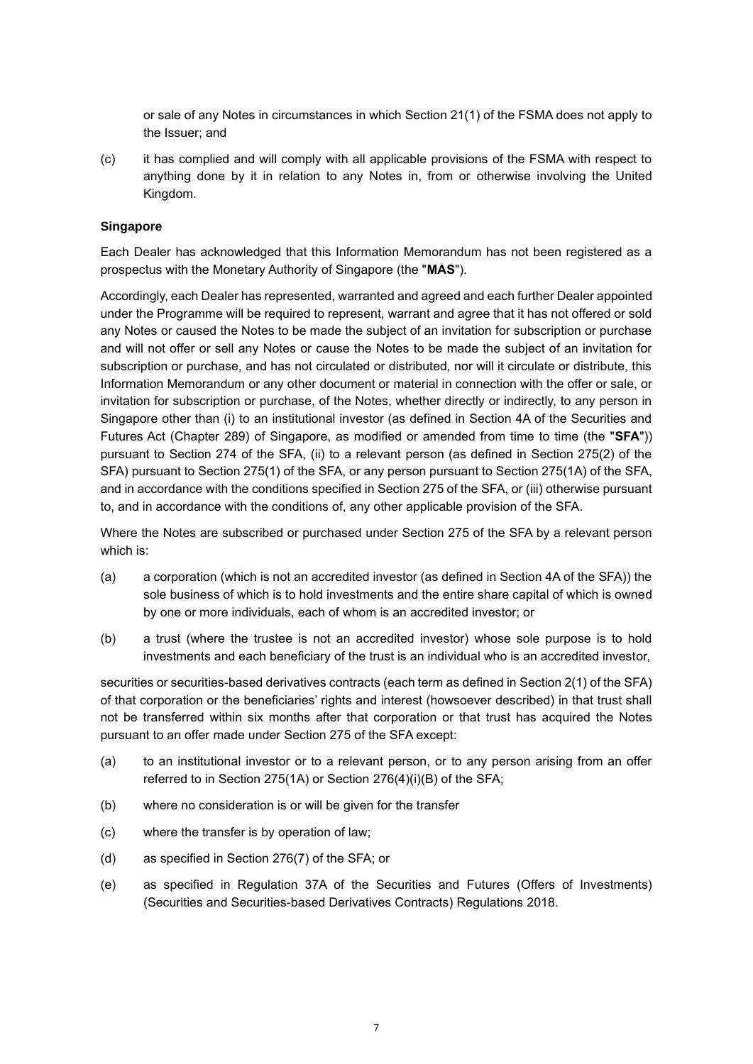or sale of any Notes in circumstances in which Section 21(1) of the FSMA does not apply to the Issuer; and

(c) it has complied and will comply with all applicable provisions of the FSMA with respect to anything done by it in relation to any Notes in, from or otherwise involving the United Kingdom.

**Singapore**

Each Dealer has acknowledged that this Information Memorandum has not been registered as a prospectus with the Monetary Authority of Singapore (the "**MAS**").

Accordingly, each Dealer has represented, warranted and agreed and each further Dealer appointed under the Programme will be required to represent, warrant and agree that it has not offered or sold any Notes or caused the Notes to be made the subject of an invitation for subscription or purchase and will not offer or sell any Notes or cause the Notes to be made the subject of an invitation for subscription or purchase, and has not circulated or distributed, nor will it circulate or distribute, this Information Memorandum or any other document or material in connection with the offer or sale, or invitation for subscription or purchase, of the Notes, whether directly or indirectly, to any person in Singapore other than (i) to an institutional investor (as defined in Section 4A of the Securities and Futures Act (Chapter 289) of Singapore, as modified or amended from time to time (the "**SFA**")) pursuant to Section 274 of the SFA, (ii) to a relevant person (as defined in Section 275(2) of the SFA) pursuant to Section 275(1) of the SFA, or any person pursuant to Section 275(1A) of the SFA, and in accordance with the conditions specified in Section 275 of the SFA, or (iii) otherwise pursuant to, and in accordance with the conditions of, any other applicable provision of the SFA.

Where the Notes are subscribed or purchased under Section 275 of the SFA by a relevant person which is:

(a) a corporation (which is not an accredited investor (as defined in Section 4A of the SFA)) the sole business of which is to hold investments and the entire share capital of which is owned by one or more individuals, each of whom is an accredited investor; or

(b) a trust (where the trustee is not an accredited investor) whose sole purpose is to hold investments and each beneficiary of the trust is an individual who is an accredited investor,

securities or securities-based derivatives contracts (each term as defined in Section 2(1) of the SFA) of that corporation or the beneficiaries' rights and interest (howsoever described) in that trust shall not be transferred within six months after that corporation or that trust has acquired the Notes pursuant to an offer made under Section 275 of the SFA except:

(a) to an institutional investor or to a relevant person, or to any person arising from an offer referred to in Section 275(1A) or Section 276(4)(i)(B) of the SFA;

(b) where no consideration is or will be given for the transfer

(c) where the transfer is by operation of law;

(d) as specified in Section 276(7) of the SFA; or

(e) as specified in Regulation 37A of the Securities and Futures (Offers of Investments) (Securities and Securities-based Derivatives Contracts) Regulations 2018.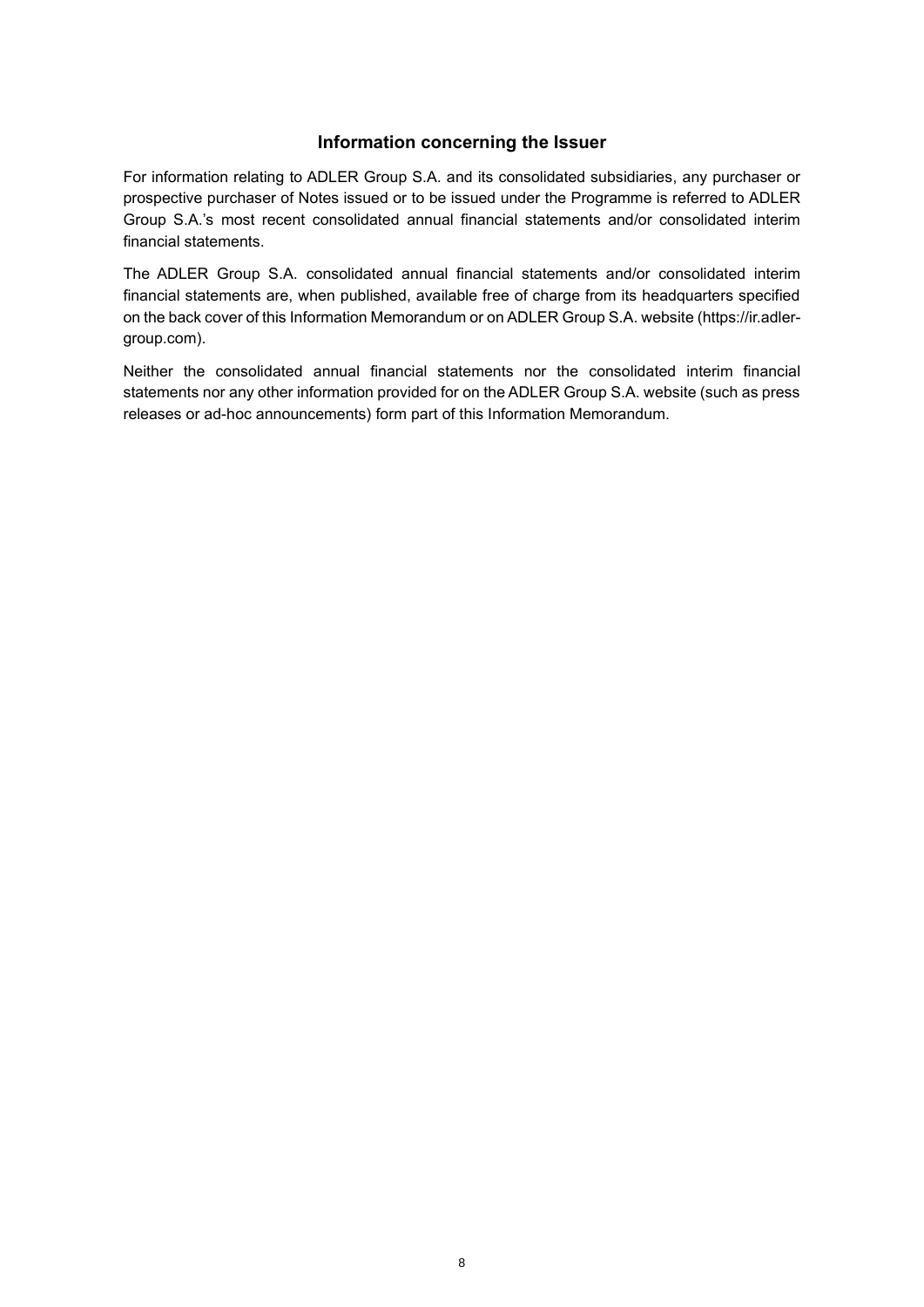## Information concerning the Issuer

For information relating to ADLER Group S.A. and its consolidated subsidiaries, any purchaser or prospective purchaser of Notes issued or to be issued under the Programme is referred to ADLER Group S.A.'s most recent consolidated annual financial statements and/or consolidated interim financial statements.

The ADLER Group S.A. consolidated annual financial statements and/or consolidated interim financial statements are, when published, available free of charge from its headquarters specified on the back cover of this Information Memorandum or on ADLER Group S.A. website (https://ir.adler-group.com).

Neither the consolidated annual financial statements nor the consolidated interim financial statements nor any other information provided for on the ADLER Group S.A. website (such as press releases or ad-hoc announcements) form part of this Information Memorandum.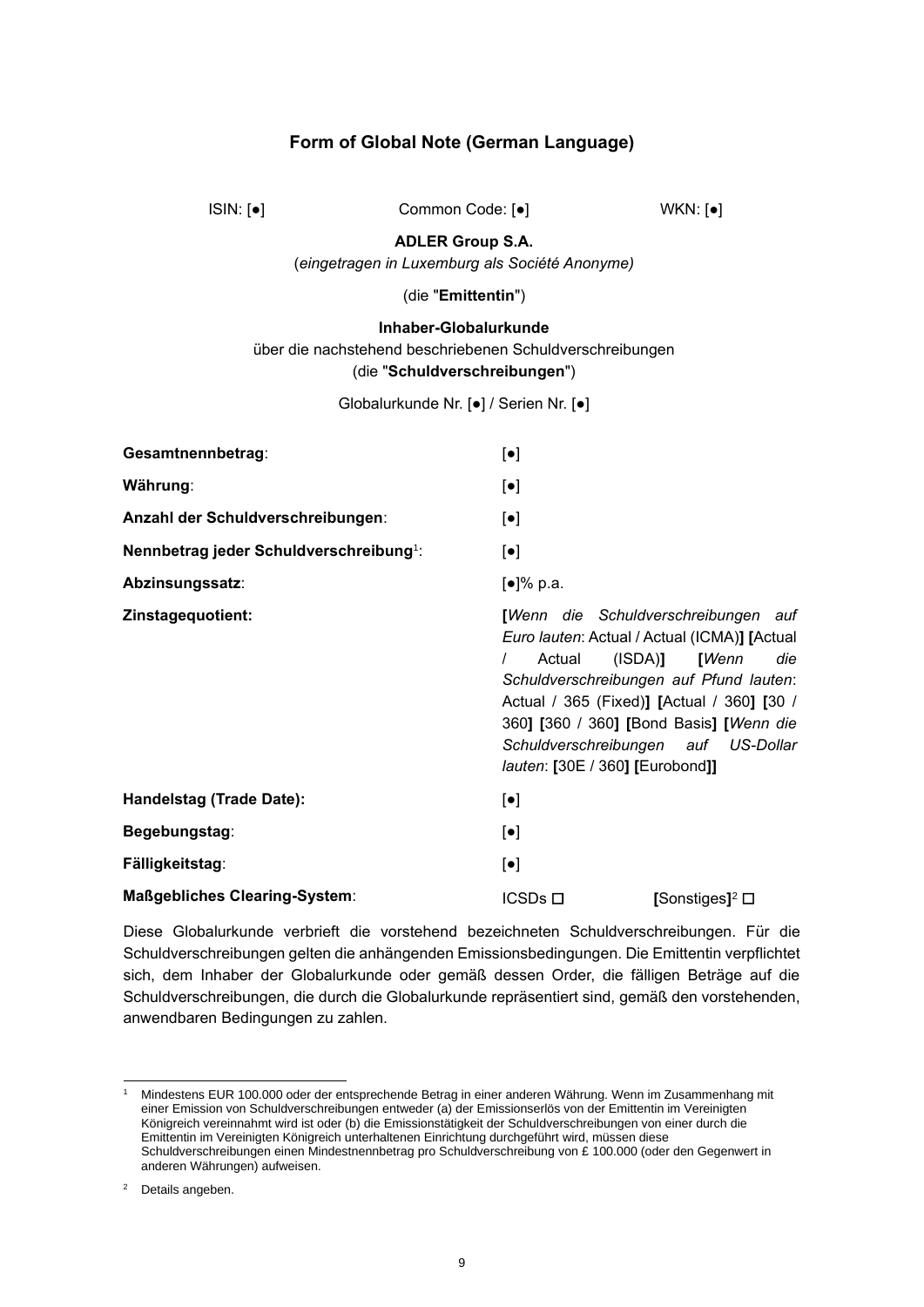## Form of Global Note (German Language)

ISIN: [●] Common Code: [●] WKN: [●]

**ADLER Group S.A.**

(*eingetragen in Luxemburg als Société Anonyme)*

(die "**Emittentin**")

**Inhaber-Globalurkunde**

über die nachstehend beschriebenen Schuldverschreibungen

(die "**Schuldverschreibungen**")

Globalurkunde Nr. [●] / Serien Nr. [●]

| | | |
|---|---|---|
| **Gesamtnennbetrag**: | [●] | |
| **Währung**: | [●] | |
| **Anzahl der Schuldverschreibungen**: | [●] | |
| **Nennbetrag jeder Schuldverschreibung**[1]: | [●] | |
| **Abzinsungssatz**: | [●]% p.a. | |
| **Zinstagequotient:** | **[***Wenn die Schuldverschreibungen auf Euro lauten*: Actual / Actual (ICMA)**]** **[**Actual / Actual (ISDA)**]** **[***Wenn die Schuldverschreibungen auf Pfund lauten*: Actual / 365 (Fixed)**]** **[**Actual / 360**]** **[**30 / 360**]** **[**360 / 360**]** **[**Bond Basis**]** **[***Wenn die Schuldverschreibungen auf US-Dollar lauten*: **[**30E / 360**]** **[**Eurobond**]]** | |
| **Handelstag (Trade Date):** | [●] | |
| **Begebungstag**: | [●] | |
| **Fälligkeitstag**: | [●] | |
| **Maßgebliches Clearing-System**: | ICSDs ☐ | **[**Sonstiges**]**[2] ☐ |

Diese Globalurkunde verbrieft die vorstehend bezeichneten Schuldverschreibungen. Für die Schuldverschreibungen gelten die anhängenden Emissionsbedingungen. Die Emittentin verpflichtet sich, dem Inhaber der Globalurkunde oder gemäß dessen Order, die fälligen Beträge auf die Schuldverschreibungen, die durch die Globalurkunde repräsentiert sind, gemäß den vorstehenden, anwendbaren Bedingungen zu zahlen.

---

[1] Mindestens EUR 100.000 oder der entsprechende Betrag in einer anderen Währung. Wenn im Zusammenhang mit einer Emission von Schuldverschreibungen entweder (a) der Emissionserlös von der Emittentin im Vereinigten Königreich vereinnahmt wird ist oder (b) die Emissionstätigkeit der Schuldverschreibungen von einer durch die Emittentin im Vereinigten Königreich unterhaltenen Einrichtung durchgeführt wird, müssen diese Schuldverschreibungen einen Mindestnennbetrag pro Schuldverschreibung von £ 100.000 (oder den Gegenwert in anderen Währungen) aufweisen.

[2] Details angeben.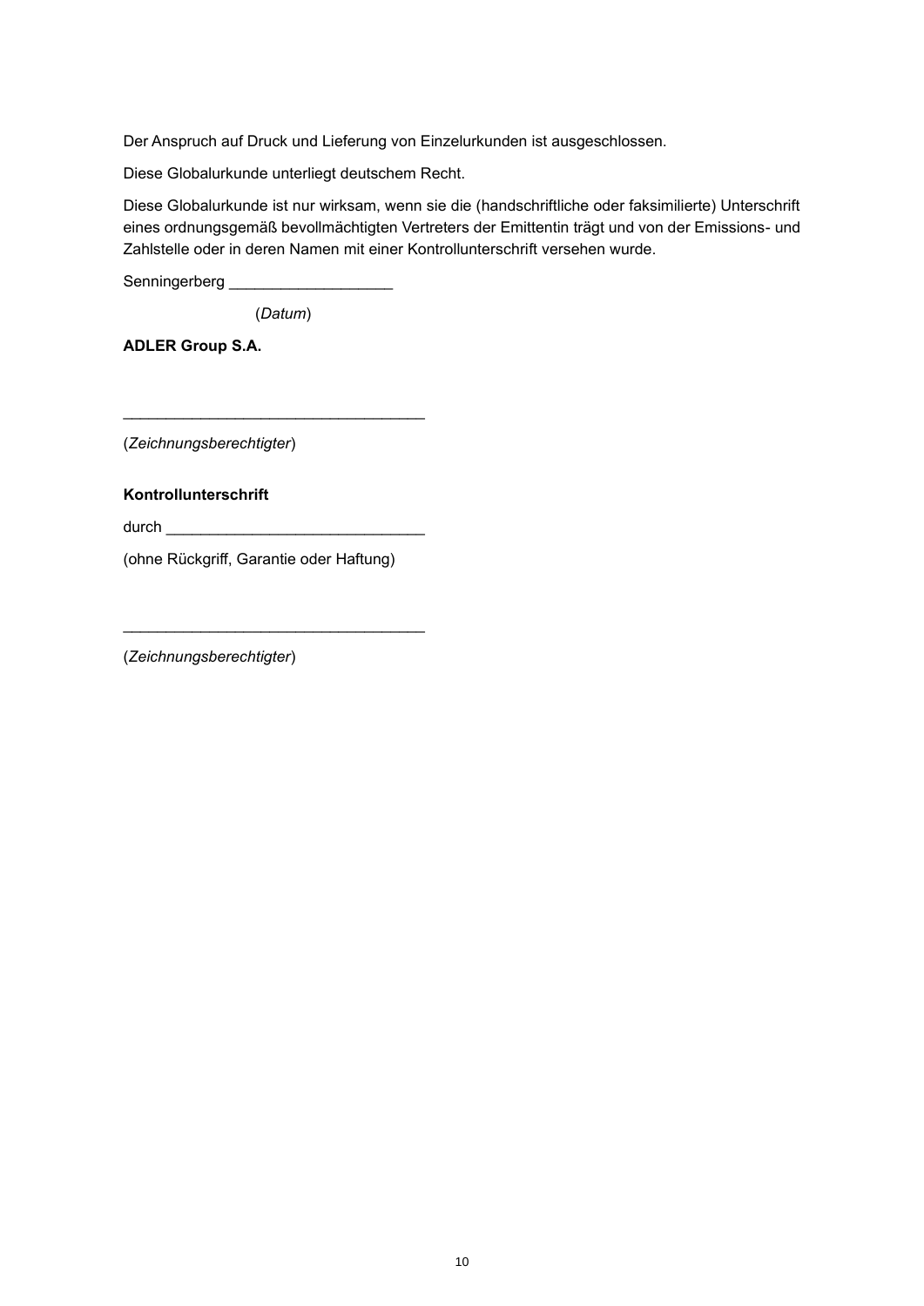Der Anspruch auf Druck und Lieferung von Einzelurkunden ist ausgeschlossen.

Diese Globalurkunde unterliegt deutschem Recht.

Diese Globalurkunde ist nur wirksam, wenn sie die (handschriftliche oder faksimilierte) Unterschrift eines ordnungsgemäß bevollmächtigten Vertreters der Emittentin trägt und von der Emissions- und Zahlstelle oder in deren Namen mit einer Kontrollunterschrift versehen wurde.

Senningerberg ___________________

(*Datum*)

**ADLER Group S.A.**

___________________________________

(*Zeichnungsberechtigter*)

**Kontrollunterschrift**

durch ______________________________

(ohne Rückgriff, Garantie oder Haftung)

___________________________________

(*Zeichnungsberechtigter*)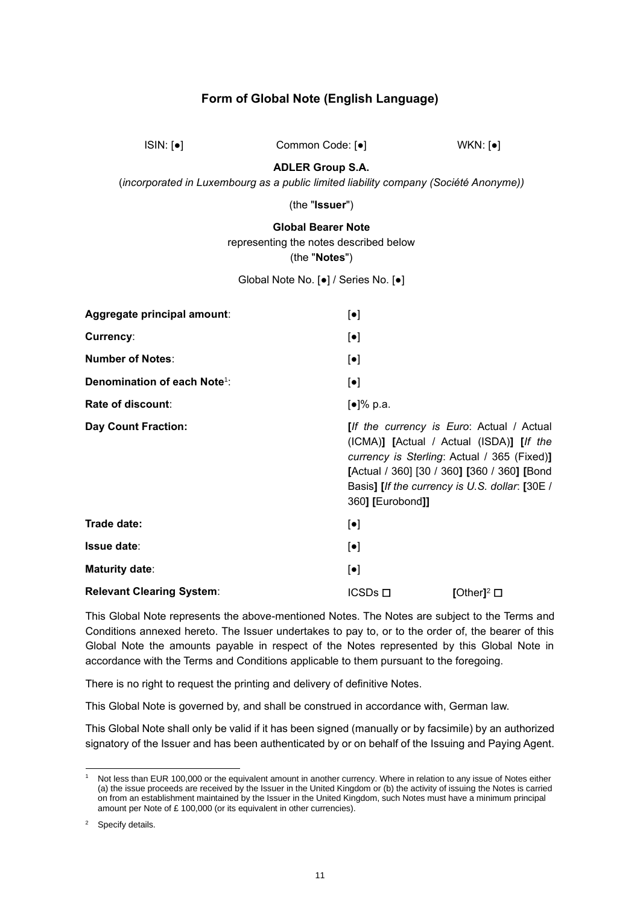## Form of Global Note (English Language)

ISIN: [●] Common Code: [●] WKN: [●]

**ADLER Group S.A.**

(*incorporated in Luxembourg as a public limited liability company (Société Anonyme)*)

(the "**Issuer**")

**Global Bearer Note**

representing the notes described below

(the "**Notes**")

Global Note No. [●] / Series No. [●]

| | | |
|---|---|---|
| **Aggregate principal amount**: | [●] | |
| **Currency**: | [●] | |
| **Number of Notes**: | [●] | |
| **Denomination of each Note**[1]: | [●] | |
| **Rate of discount**: | [●]% p.a. | |
| **Day Count Fraction:** | **[***If the currency is Euro*: Actual / Actual (ICMA)**] [**Actual / Actual (ISDA)**] [***If the currency is Sterling*: Actual / 365 (Fixed)**]** **[**Actual / 360] [30 / 360**] [**360 / 360**] [**Bond Basis**] [***If the currency is U.S. dollar*: **[**30E / 360**] [**Eurobond**]]** | |
| **Trade date:** | [●] | |
| **Issue date**: | [●] | |
| **Maturity date**: | [●] | |
| **Relevant Clearing System**: | ICSDs ☐ | **[**Other**]**[2] ☐ |

This Global Note represents the above-mentioned Notes. The Notes are subject to the Terms and Conditions annexed hereto. The Issuer undertakes to pay to, or to the order of, the bearer of this Global Note the amounts payable in respect of the Notes represented by this Global Note in accordance with the Terms and Conditions applicable to them pursuant to the foregoing.

There is no right to request the printing and delivery of definitive Notes.

This Global Note is governed by, and shall be construed in accordance with, German law.

This Global Note shall only be valid if it has been signed (manually or by facsimile) by an authorized signatory of the Issuer and has been authenticated by or on behalf of the Issuing and Paying Agent.

---

[1] Not less than EUR 100,000 or the equivalent amount in another currency. Where in relation to any issue of Notes either (a) the issue proceeds are received by the Issuer in the United Kingdom or (b) the activity of issuing the Notes is carried on from an establishment maintained by the Issuer in the United Kingdom, such Notes must have a minimum principal amount per Note of £ 100,000 (or its equivalent in other currencies).

[2] Specify details.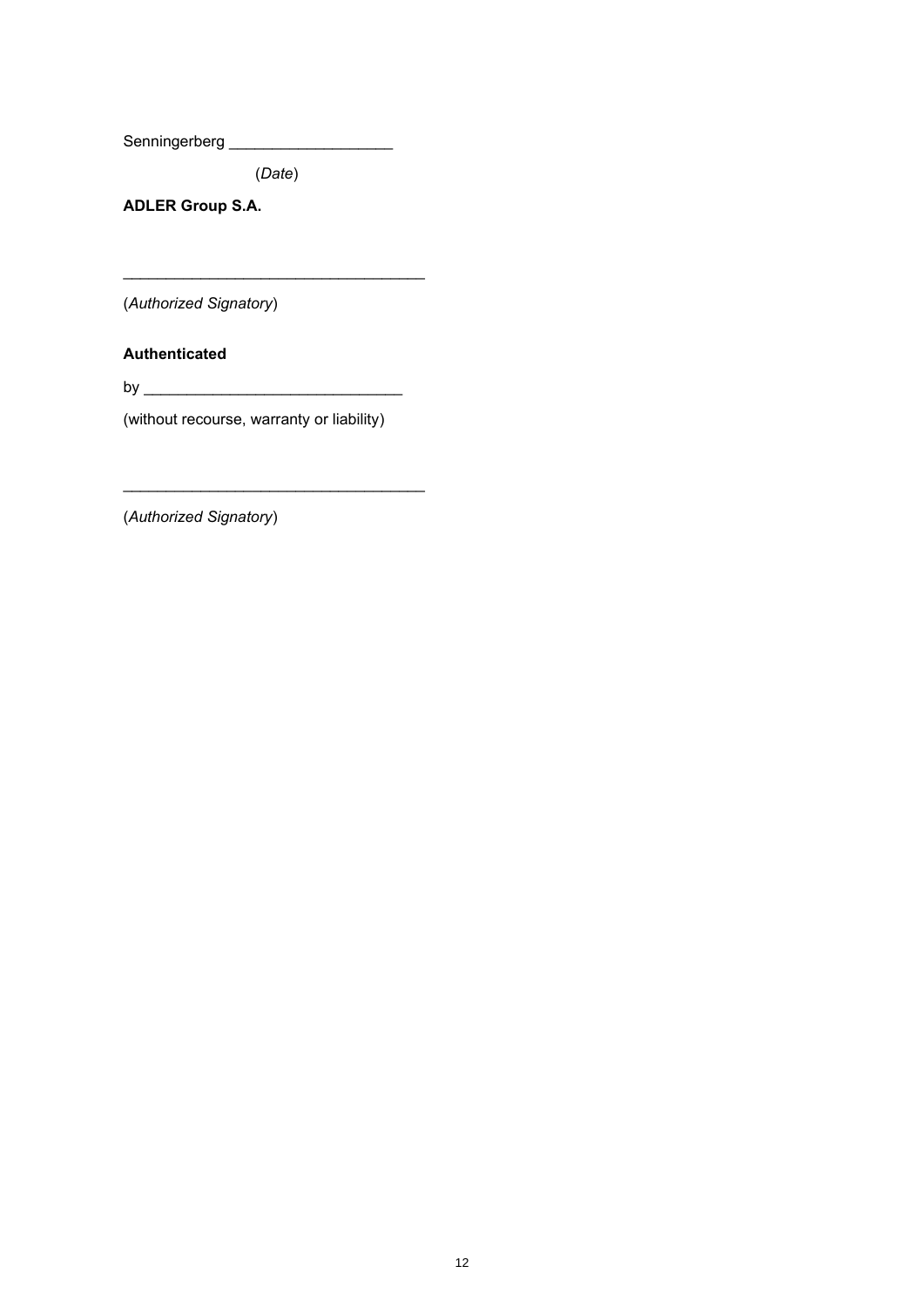Senningerberg ___________________

(*Date*)

**ADLER Group S.A.**

___________________________________

(*Authorized Signatory*)

**Authenticated**

by ______________________________

(without recourse, warranty or liability)

___________________________________

(*Authorized Signatory*)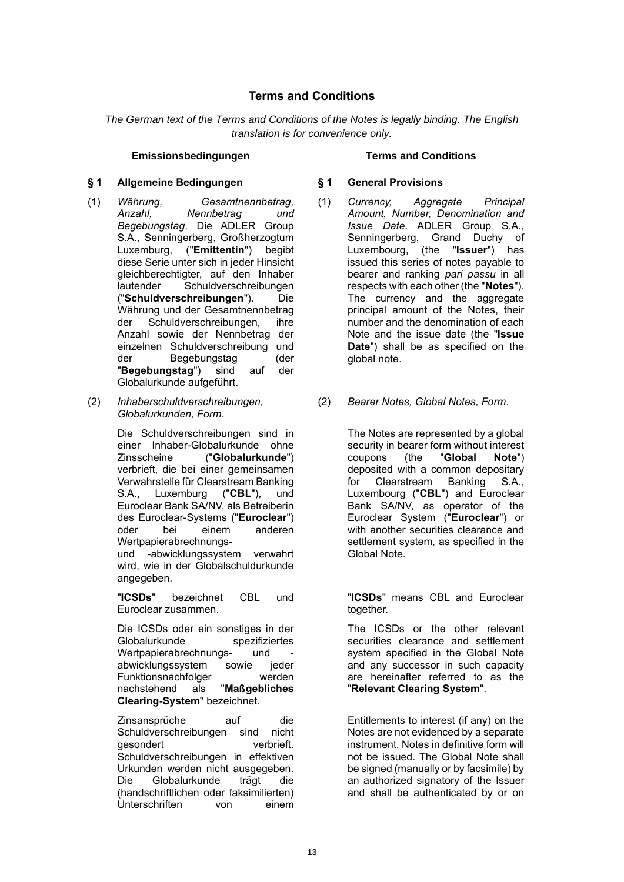# Terms and Conditions

*The German text of the Terms and Conditions of the Notes is legally binding. The English translation is for convenience only.*

| Emissionsbedingungen | Terms and Conditions |
|---|---|
| **§ 1 Allgemeine Bedingungen** | **§ 1 General Provisions** |
| (1) *Währung, Gesamtnennbetrag, Anzahl, Nennbetrag und Begebungstag*. Die ADLER Group S.A., Senningerberg, Großherzogtum Luxemburg, ("**Emittentin**") begibt diese Serie unter sich in jeder Hinsicht gleichberechtigter, auf den Inhaber lautender Schuldverschreibungen ("**Schuldverschreibungen**"). Die Währung und der Gesamtnennbetrag der Schuldverschreibungen, ihre Anzahl sowie der Nennbetrag der einzelnen Schuldverschreibung und der Begebungstag (der "**Begebungstag**") sind auf der Globalurkunde aufgeführt. | (1) *Currency, Aggregate Principal Amount, Number, Denomination and Issue Date*. ADLER Group S.A., Senningerberg, Grand Duchy of Luxembourg, (the "**Issuer**") has issued this series of notes payable to bearer and ranking *pari passu* in all respects with each other (the "**Notes**"). The currency and the aggregate principal amount of the Notes, their number and the denomination of each Note and the issue date (the "**Issue Date**") shall be as specified on the global note. |
| (2) *Inhaberschuldverschreibungen, Globalurkunden, Form*. | (2) *Bearer Notes, Global Notes, Form*. |
| Die Schuldverschreibungen sind in einer Inhaber-Globalurkunde ohne Zinsscheine ("**Globalurkunde**") verbrieft, die bei einer gemeinsamen Verwahrstelle für Clearstream Banking S.A., Luxemburg ("**CBL**"), und Euroclear Bank SA/NV, als Betreiberin des Euroclear-Systems ("**Euroclear**") oder bei einem anderen Wertpapierabrechnungs- und -abwicklungssystem verwahrt wird, wie in der Globalschuldurkunde angegeben. | The Notes are represented by a global security in bearer form without interest coupons (the "**Global Note**") deposited with a common depositary for Clearstream Banking S.A., Luxembourg ("**CBL**") and Euroclear Bank SA/NV, as operator of the Euroclear System ("**Euroclear**") or with another securities clearance and settlement system, as specified in the Global Note. |
| "**ICSDs**" bezeichnet CBL und Euroclear zusammen. | "**ICSDs**" means CBL and Euroclear together. |
| Die ICSDs oder ein sonstiges in der Globalurkunde spezifiziertes Wertpapierabrechnungs- und -abwicklungssystem sowie jeder Funktionsnachfolger werden nachstehend als "**Maßgebliches Clearing-System**" bezeichnet. | The ICSDs or the other relevant securities clearance and settlement system specified in the Global Note and any successor in such capacity are hereinafter referred to as the "**Relevant Clearing System**". |
| Zinsansprüche auf die Schuldverschreibungen sind nicht gesondert verbrieft. Schuldverschreibungen in effektiven Urkunden werden nicht ausgegeben. Die Globalurkunde trägt die (handschriftlichen oder faksimilierten) Unterschriften von einem | Entitlements to interest (if any) on the Notes are not evidenced by a separate instrument. Notes in definitive form will not be issued. The Global Note shall be signed (manually or by facsimile) by an authorized signatory of the Issuer and shall be authenticated by or on |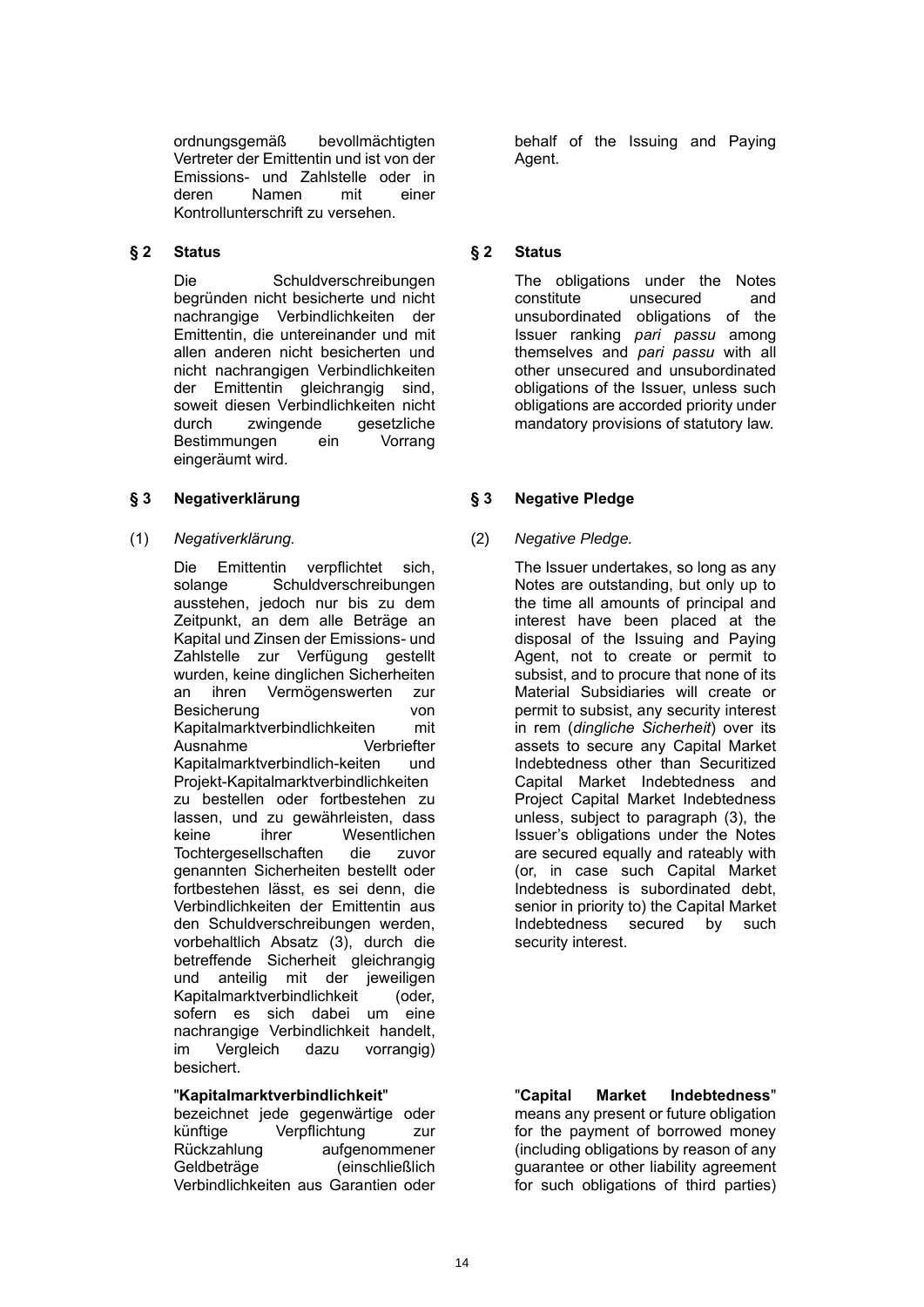ordnungsgemäß bevollmächtigten Vertreter der Emittentin und ist von der Emissions- und Zahlstelle oder in deren Namen mit einer Kontrollunterschrift zu versehen.

behalf of the Issuing and Paying Agent.

## § 2 Status

Die Schuldverschreibungen begründen nicht besicherte und nicht nachrangige Verbindlichkeiten der Emittentin, die untereinander und mit allen anderen nicht besicherten und nicht nachrangigen Verbindlichkeiten der Emittentin gleichrangig sind, soweit diesen Verbindlichkeiten nicht durch zwingende gesetzliche Bestimmungen ein Vorrang eingeräumt wird.

## § 2 Status

The obligations under the Notes constitute unsecured and unsubordinated obligations of the Issuer ranking *pari passu* among themselves and *pari passu* with all other unsecured and unsubordinated obligations of the Issuer, unless such obligations are accorded priority under mandatory provisions of statutory law.

## § 3 Negativerklärung

(1) *Negativerklärung.*

Die Emittentin verpflichtet sich, solange Schuldverschreibungen ausstehen, jedoch nur bis zu dem Zeitpunkt, an dem alle Beträge an Kapital und Zinsen der Emissions- und Zahlstelle zur Verfügung gestellt wurden, keine dinglichen Sicherheiten an ihren Vermögenswerten zur Besicherung von Kapitalmarktverbindlichkeiten mit Ausnahme Verbriefter Kapitalmarktverbindlich-keiten und Projekt-Kapitalmarktverbindlichkeiten zu bestellen oder fortbestehen zu lassen, und zu gewährleisten, dass keine ihrer Wesentlichen Tochtergesellschaften die zuvor genannten Sicherheiten bestellt oder fortbestehen lässt, es sei denn, die Verbindlichkeiten der Emittentin aus den Schuldverschreibungen werden, vorbehaltlich Absatz (3), durch die betreffende Sicherheit gleichrangig und anteilig mit der jeweiligen Kapitalmarktverbindlichkeit (oder, sofern es sich dabei um eine nachrangige Verbindlichkeit handelt, im Vergleich dazu vorrangig) besichert.

"**Kapitalmarktverbindlichkeit**" bezeichnet jede gegenwärtige oder künftige Verpflichtung zur Rückzahlung aufgenommener Geldbeträge (einschließlich Verbindlichkeiten aus Garantien oder

## § 3 Negative Pledge

(2) *Negative Pledge.*

The Issuer undertakes, so long as any Notes are outstanding, but only up to the time all amounts of principal and interest have been placed at the disposal of the Issuing and Paying Agent, not to create or permit to subsist, and to procure that none of its Material Subsidiaries will create or permit to subsist, any security interest in rem (*dingliche Sicherheit*) over its assets to secure any Capital Market Indebtedness other than Securitized Capital Market Indebtedness and Project Capital Market Indebtedness unless, subject to paragraph (3), the Issuer's obligations under the Notes are secured equally and rateably with (or, in case such Capital Market Indebtedness is subordinated debt, senior in priority to) the Capital Market Indebtedness secured by such security interest.

"**Capital Market Indebtedness**" means any present or future obligation for the payment of borrowed money (including obligations by reason of any guarantee or other liability agreement for such obligations of third parties)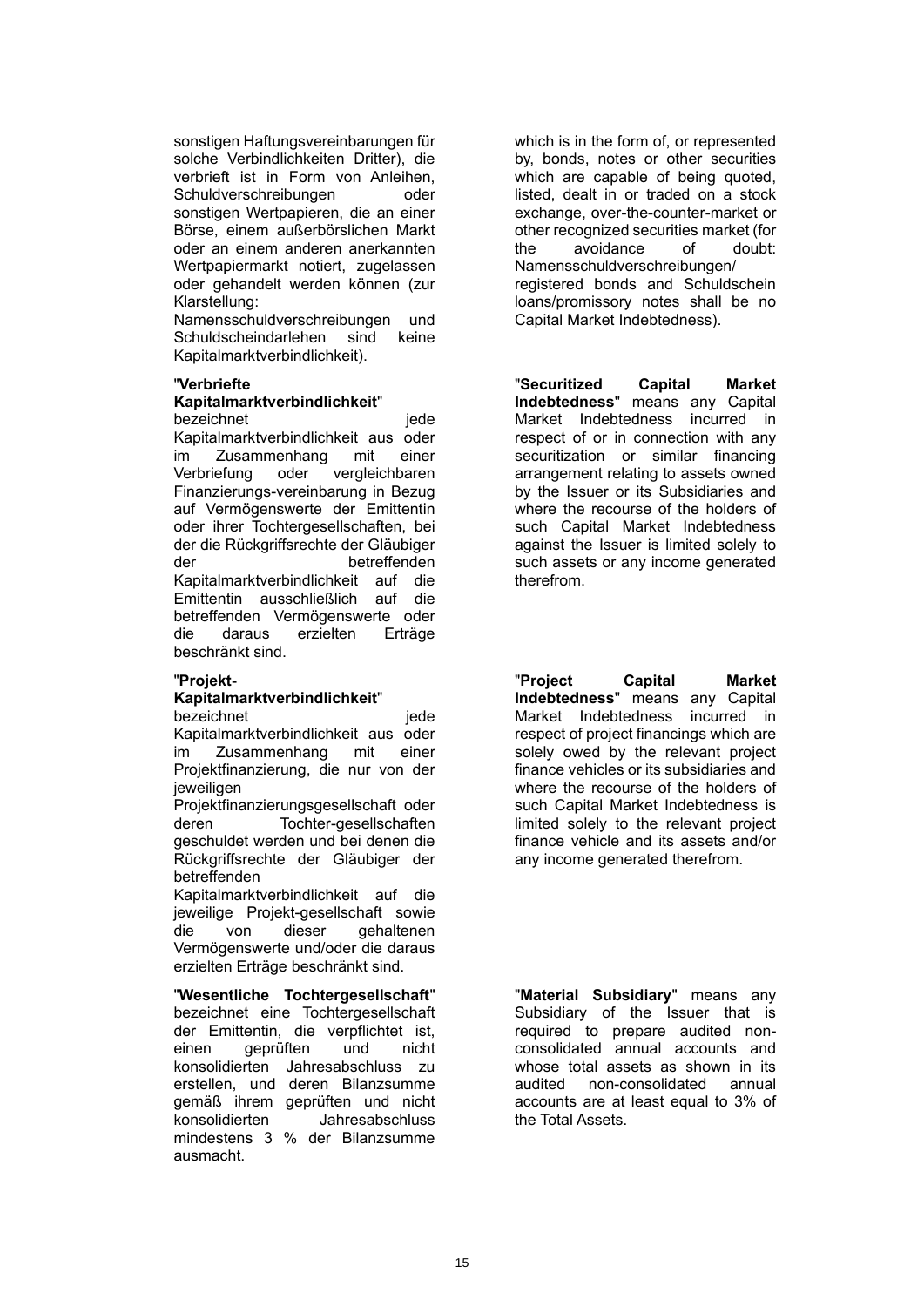sonstigen Haftungsvereinbarungen für solche Verbindlichkeiten Dritter), die verbrieft ist in Form von Anleihen, Schuldverschreibungen oder sonstigen Wertpapieren, die an einer Börse, einem außerbörslichen Markt oder an einem anderen anerkannten Wertpapiermarkt notiert, zugelassen oder gehandelt werden können (zur Klarstellung: Namensschuldverschreibungen und Schuldscheindarlehen sind keine Kapitalmarktverbindlichkeit).

which is in the form of, or represented by, bonds, notes or other securities which are capable of being quoted, listed, dealt in or traded on a stock exchange, over-the-counter-market or other recognized securities market (for the avoidance of doubt: Namensschuldverschreibungen/ registered bonds and Schuldschein loans/promissory notes shall be no Capital Market Indebtedness).

"**Verbriefte Kapitalmarktverbindlichkeit**" bezeichnet jede Kapitalmarktverbindlichkeit aus oder im Zusammenhang mit einer Verbriefung oder vergleichbaren Finanzierungs-vereinbarung in Bezug auf Vermögenswerte der Emittentin oder ihrer Tochtergesellschaften, bei der die Rückgriffsrechte der Gläubiger der betreffenden Kapitalmarktverbindlichkeit auf die Emittentin ausschließlich auf die betreffenden Vermögenswerte oder die daraus erzielten Erträge beschränkt sind.

"**Securitized Capital Market Indebtedness**" means any Capital Market Indebtedness incurred in respect of or in connection with any securitization or similar financing arrangement relating to assets owned by the Issuer or its Subsidiaries and where the recourse of the holders of such Capital Market Indebtedness against the Issuer is limited solely to such assets or any income generated therefrom.

"**Projekt-Kapitalmarktverbindlichkeit**" bezeichnet jede Kapitalmarktverbindlichkeit aus oder im Zusammenhang mit einer Projektfinanzierung, die nur von der jeweiligen Projektfinanzierungsgesellschaft oder deren Tochter-gesellschaften geschuldet werden und bei denen die Rückgriffsrechte der Gläubiger der betreffenden Kapitalmarktverbindlichkeit auf die jeweilige Projekt-gesellschaft sowie die von dieser gehaltenen Vermögenswerte und/oder die daraus erzielten Erträge beschränkt sind.

"**Project Capital Market Indebtedness**" means any Capital Market Indebtedness incurred in respect of project financings which are solely owed by the relevant project finance vehicles or its subsidiaries and where the recourse of the holders of such Capital Market Indebtedness is limited solely to the relevant project finance vehicle and its assets and/or any income generated therefrom.

"**Wesentliche Tochtergesellschaft**" bezeichnet eine Tochtergesellschaft der Emittentin, die verpflichtet ist, einen geprüften und nicht konsolidierten Jahresabschluss zu erstellen, und deren Bilanzsumme gemäß ihrem geprüften und nicht konsolidierten Jahresabschluss mindestens 3 % der Bilanzsumme ausmacht.

"**Material Subsidiary**" means any Subsidiary of the Issuer that is required to prepare audited non-consolidated annual accounts and whose total assets as shown in its audited non-consolidated annual accounts are at least equal to 3% of the Total Assets.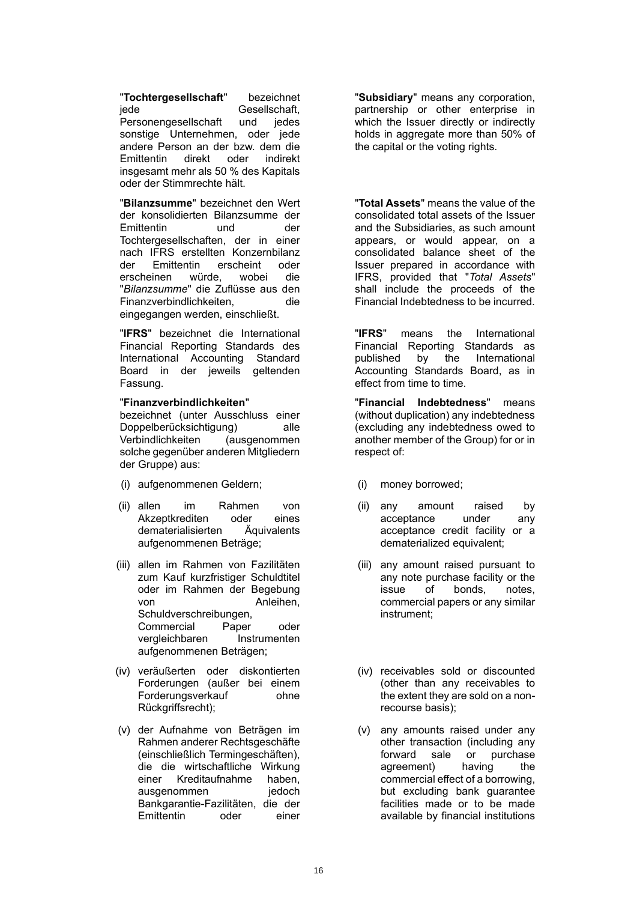"**Tochtergesellschaft**" bezeichnet jede Gesellschaft, Personengesellschaft und jedes sonstige Unternehmen, oder jede andere Person an der bzw. dem die Emittentin direkt oder indirekt insgesamt mehr als 50 % des Kapitals oder der Stimmrechte hält.

"**Bilanzsumme**" bezeichnet den Wert der konsolidierten Bilanzsumme der Emittentin und der Tochtergesellschaften, der in einer nach IFRS erstellten Konzernbilanz der Emittentin erscheint oder erscheinen würde, wobei die "*Bilanzsumme*" die Zuflüsse aus den Finanzverbindlichkeiten, die eingegangen werden, einschließt.

"**IFRS**" bezeichnet die International Financial Reporting Standards des International Accounting Standard Board in der jeweils geltenden Fassung.

"**Finanzverbindlichkeiten**" bezeichnet (unter Ausschluss einer Doppelberücksichtigung) alle Verbindlichkeiten (ausgenommen solche gegenüber anderen Mitgliedern der Gruppe) aus:

(i) aufgenommenen Geldern;

(ii) allen im Rahmen von Akzeptkrediten oder eines dematerialisierten Äquivalents aufgenommenen Beträge;

(iii) allen im Rahmen von Fazilitäten zum Kauf kurzfristiger Schuldtitel oder im Rahmen der Begebung von Anleihen, Schuldverschreibungen, Commercial Paper oder vergleichbaren Instrumenten aufgenommenen Beträgen;

(iv) veräußerten oder diskontierten Forderungen (außer bei einem Forderungsverkauf ohne Rückgriffsrecht);

(v) der Aufnahme von Beträgen im Rahmen anderer Rechtsgeschäfte (einschließlich Termingeschäften), die die wirtschaftliche Wirkung einer Kreditaufnahme haben, ausgenommen jedoch Bankgarantie-Fazilitäten, die der Emittentin oder einer

"**Subsidiary**" means any corporation, partnership or other enterprise in which the Issuer directly or indirectly holds in aggregate more than 50% of the capital or the voting rights.

"**Total Assets**" means the value of the consolidated total assets of the Issuer and the Subsidiaries, as such amount appears, or would appear, on a consolidated balance sheet of the Issuer prepared in accordance with IFRS, provided that "*Total Assets*" shall include the proceeds of the Financial Indebtedness to be incurred.

"**IFRS**" means the International Financial Reporting Standards as published by the International Accounting Standards Board, as in effect from time to time.

"**Financial Indebtedness**" means (without duplication) any indebtedness (excluding any indebtedness owed to another member of the Group) for or in respect of:

(i) money borrowed;

(ii) any amount raised by acceptance under any acceptance credit facility or a dematerialized equivalent;

(iii) any amount raised pursuant to any note purchase facility or the issue of bonds, notes, commercial papers or any similar instrument;

(iv) receivables sold or discounted (other than any receivables to the extent they are sold on a non-recourse basis);

(v) any amounts raised under any other transaction (including any forward sale or purchase agreement) having the commercial effect of a borrowing, but excluding bank guarantee facilities made or to be made available by financial institutions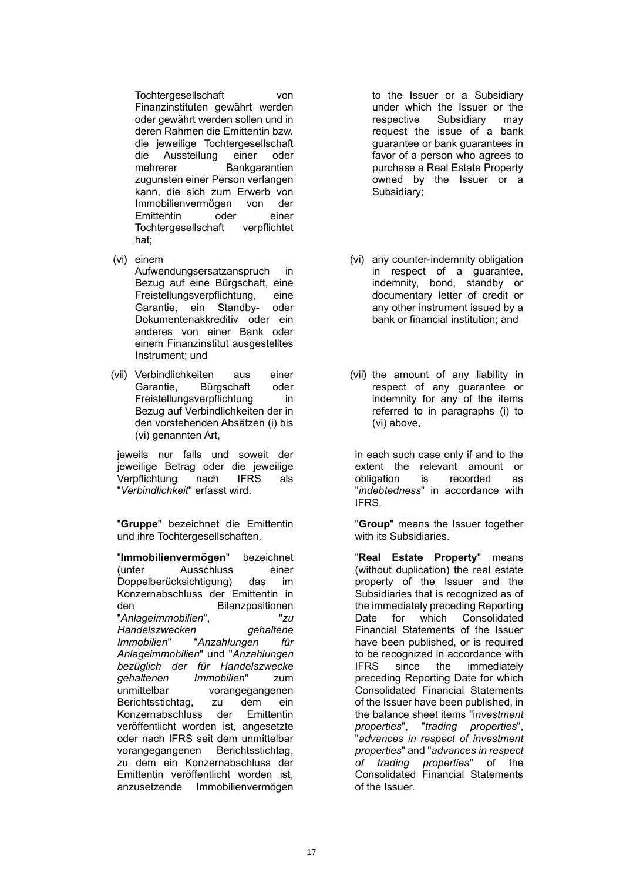Tochtergesellschaft von Finanzinstituten gewährt werden oder gewährt werden sollen und in deren Rahmen die Emittentin bzw. die jeweilige Tochtergesellschaft die Ausstellung einer oder mehrerer Bankgarantien zugunsten einer Person verlangen kann, die sich zum Erwerb von Immobilienvermögen von der Emittentin oder einer Tochtergesellschaft verpflichtet hat;

(vi) einem Aufwendungsersatzanspruch in Bezug auf eine Bürgschaft, eine Freistellungsverpflichtung, eine Garantie, ein Standby- oder Dokumentenakkreditiv oder ein anderes von einer Bank oder einem Finanzinstitut ausgestelltes Instrument; und

(vii) Verbindlichkeiten aus einer Garantie, Bürgschaft oder Freistellungsverpflichtung in Bezug auf Verbindlichkeiten der in den vorstehenden Absätzen (i) bis (vi) genannten Art,

jeweils nur falls und soweit der jeweilige Betrag oder die jeweilige Verpflichtung nach IFRS als "*Verbindlichkeit*" erfasst wird.

"**Gruppe**" bezeichnet die Emittentin und ihre Tochtergesellschaften.

"**Immobilienvermögen**" bezeichnet (unter Ausschluss einer Doppelberücksichtigung) das im Konzernabschluss der Emittentin in den Bilanzpositionen "*Anlageimmobilien*", "*zu Handelszwecken gehaltene Immobilien*" "*Anzahlungen für Anlageimmobilien*" und "*Anzahlungen bezüglich der für Handelszwecke gehaltenen Immobilien*" zum unmittelbar vorangegangenen Berichtsstichtag, zu dem ein Konzernabschluss der Emittentin veröffentlicht worden ist, angesetzte oder nach IFRS seit dem unmittelbar vorangegangenen Berichtsstichtag, zu dem ein Konzernabschluss der Emittentin veröffentlicht worden ist, anzusetzende Immobilienvermögen

to the Issuer or a Subsidiary under which the Issuer or the respective Subsidiary may request the issue of a bank guarantee or bank guarantees in favor of a person who agrees to purchase a Real Estate Property owned by the Issuer or a Subsidiary;

(vi) any counter-indemnity obligation in respect of a guarantee, indemnity, bond, standby or documentary letter of credit or any other instrument issued by a bank or financial institution; and

(vii) the amount of any liability in respect of any guarantee or indemnity for any of the items referred to in paragraphs (i) to (vi) above,

in each such case only if and to the extent the relevant amount or obligation is recorded as "*indebtedness*" in accordance with IFRS.

"**Group**" means the Issuer together with its Subsidiaries.

"**Real Estate Property**" means (without duplication) the real estate property of the Issuer and the Subsidiaries that is recognized as of the immediately preceding Reporting Date for which Consolidated Financial Statements of the Issuer have been published, or is required to be recognized in accordance with IFRS since the immediately preceding Reporting Date for which Consolidated Financial Statements of the Issuer have been published, in the balance sheet items "*investment properties*", "*trading properties*", "*advances in respect of investment properties*" and "*advances in respect of trading properties*" of the Consolidated Financial Statements of the Issuer.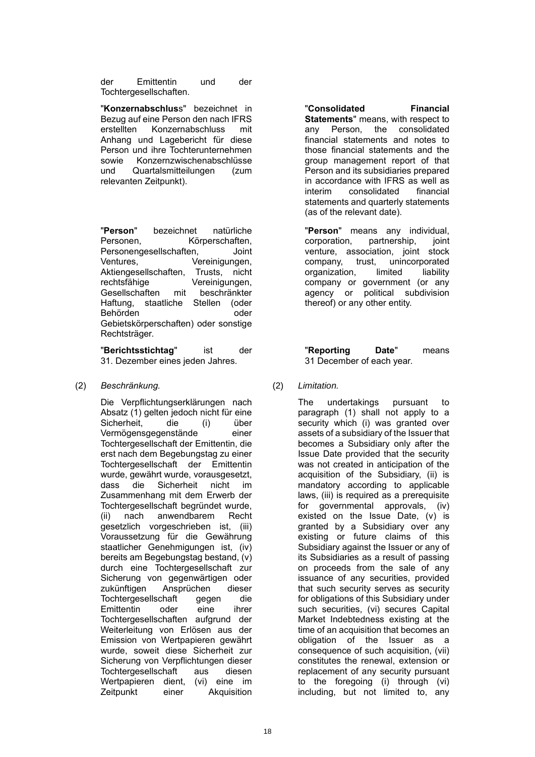der Emittentin und der Tochtergesellschaften.

"**Konzernabschluss**" bezeichnet in Bezug auf eine Person den nach IFRS erstellten Konzernabschluss mit Anhang und Lagebericht für diese Person und ihre Tochterunternehmen sowie Konzernzwischenabschlüsse und Quartalsmitteilungen (zum relevanten Zeitpunkt).

"**Consolidated Financial Statements**" means, with respect to any Person, the consolidated financial statements and notes to those financial statements and the group management report of that Person and its subsidiaries prepared in accordance with IFRS as well as interim consolidated financial statements and quarterly statements (as of the relevant date).

"**Person**" bezeichnet natürliche Personen, Körperschaften, Personengesellschaften, Joint Ventures, Vereinigungen, Aktiengesellschaften, Trusts, nicht rechtsfähige Vereinigungen, Gesellschaften mit beschränkter Haftung, staatliche Stellen (oder Behörden oder Gebietskörperschaften) oder sonstige Rechtsträger.

"**Person**" means any individual, corporation, partnership, joint venture, association, joint stock company, trust, unincorporated organization, limited liability company or government (or any agency or political subdivision thereof) or any other entity.

"**Berichtsstichtag**" ist der 31. Dezember eines jeden Jahres.

"**Reporting Date**" means 31 December of each year.

(2) *Beschränkung.*

Die Verpflichtungserklärungen nach Absatz (1) gelten jedoch nicht für eine Sicherheit, die (i) über Vermögensgegenstände einer Tochtergesellschaft der Emittentin, die erst nach dem Begebungstag zu einer Tochtergesellschaft der Emittentin wurde, gewährt wurde, vorausgesetzt, dass die Sicherheit nicht im Zusammenhang mit dem Erwerb der Tochtergesellschaft begründet wurde, (ii) nach anwendbarem Recht gesetzlich vorgeschrieben ist, (iii) Voraussetzung für die Gewährung staatlicher Genehmigungen ist, (iv) bereits am Begebungstag bestand, (v) durch eine Tochtergesellschaft zur Sicherung von gegenwärtigen oder zukünftigen Ansprüchen dieser Tochtergesellschaft gegen die Emittentin oder eine ihrer Tochtergesellschaften aufgrund der Weiterleitung von Erlösen aus der Emission von Wertpapieren gewährt wurde, soweit diese Sicherheit zur Sicherung von Verpflichtungen dieser Tochtergesellschaft aus diesen Wertpapieren dient, (vi) eine im Zeitpunkt einer Akquisition

(2) *Limitation.*

The undertakings pursuant to paragraph (1) shall not apply to a security which (i) was granted over assets of a subsidiary of the Issuer that becomes a Subsidiary only after the Issue Date provided that the security was not created in anticipation of the acquisition of the Subsidiary, (ii) is mandatory according to applicable laws, (iii) is required as a prerequisite for governmental approvals, (iv) existed on the Issue Date, (v) is granted by a Subsidiary over any existing or future claims of this Subsidiary against the Issuer or any of its Subsidiaries as a result of passing on proceeds from the sale of any issuance of any securities, provided that such security serves as security for obligations of this Subsidiary under such securities, (vi) secures Capital Market Indebtedness existing at the time of an acquisition that becomes an obligation of the Issuer as a consequence of such acquisition, (vii) constitutes the renewal, extension or replacement of any security pursuant to the foregoing (i) through (vi) including, but not limited to, any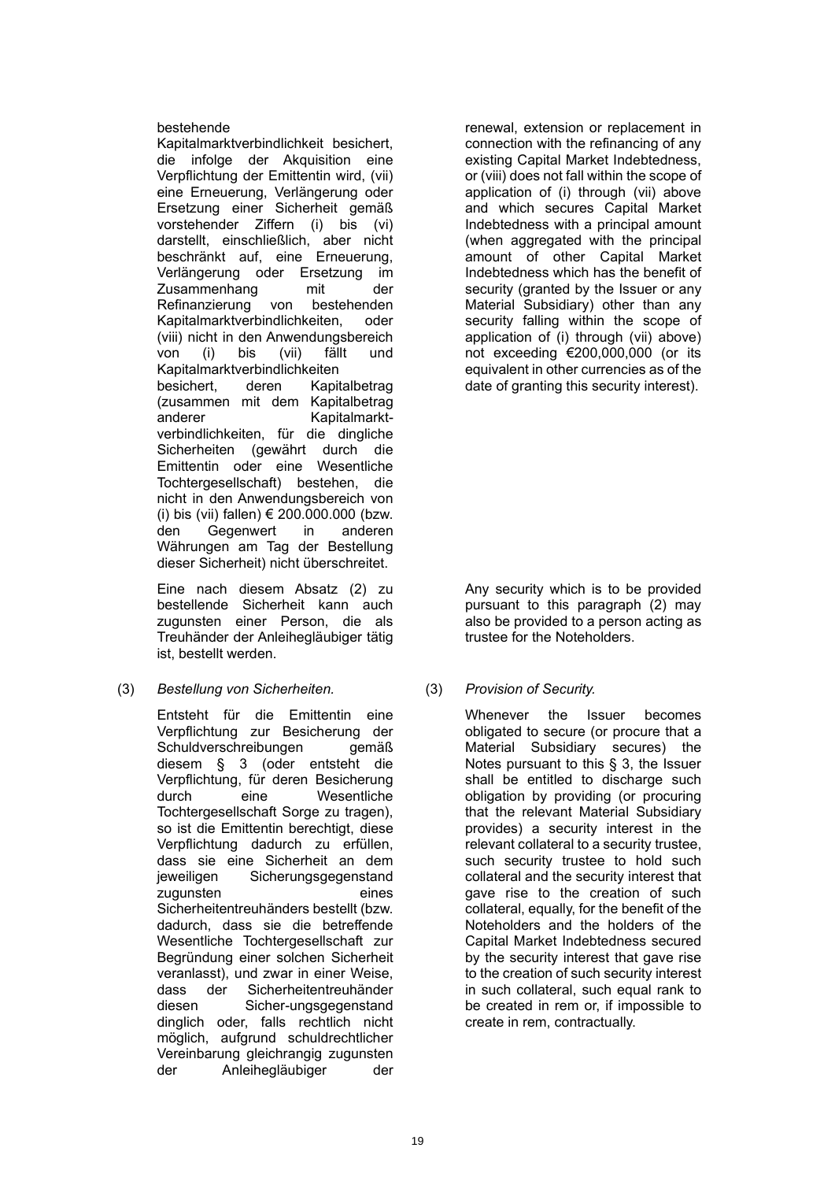bestehende Kapitalmarktverbindlichkeit besichert, die infolge der Akquisition eine Verpflichtung der Emittentin wird, (vii) eine Erneuerung, Verlängerung oder Ersetzung einer Sicherheit gemäß vorstehender Ziffern (i) bis (vi) darstellt, einschließlich, aber nicht beschränkt auf, eine Erneuerung, Verlängerung oder Ersetzung im Zusammenhang mit der Refinanzierung von bestehenden Kapitalmarktverbindlichkeiten, oder (viii) nicht in den Anwendungsbereich von (i) bis (vii) fällt und Kapitalmarktverbindlichkeiten besichert, deren Kapitalbetrag (zusammen mit dem Kapitalbetrag anderer Kapitalmarkt-verbindlichkeiten, für die dingliche Sicherheiten (gewährt durch die Emittentin oder eine Wesentliche Tochtergesellschaft) bestehen, die nicht in den Anwendungsbereich von (i) bis (vii) fallen) € 200.000.000 (bzw. den Gegenwert in anderen Währungen am Tag der Bestellung dieser Sicherheit) nicht überschreitet.

Eine nach diesem Absatz (2) zu bestellende Sicherheit kann auch zugunsten einer Person, die als Treuhänder der Anleihegläubiger tätig ist, bestellt werden.

(3) *Bestellung von Sicherheiten.*

Entsteht für die Emittentin eine Verpflichtung zur Besicherung der Schuldverschreibungen gemäß diesem § 3 (oder entsteht die Verpflichtung, für deren Besicherung durch eine Wesentliche Tochtergesellschaft Sorge zu tragen), so ist die Emittentin berechtigt, diese Verpflichtung dadurch zu erfüllen, dass sie eine Sicherheit an dem jeweiligen Sicherungsgegenstand zugunsten eines Sicherheitentreuhänders bestellt (bzw. dadurch, dass sie die betreffende Wesentliche Tochtergesellschaft zur Begründung einer solchen Sicherheit veranlasst), und zwar in einer Weise, dass der Sicherheitentreuhänder diesen Sicher-ungsgegenstand dinglich oder, falls rechtlich nicht möglich, aufgrund schuldrechtlicher Vereinbarung gleichrangig zugunsten der Anleihegläubiger der

renewal, extension or replacement in connection with the refinancing of any existing Capital Market Indebtedness, or (viii) does not fall within the scope of application of (i) through (vii) above and which secures Capital Market Indebtedness with a principal amount (when aggregated with the principal amount of other Capital Market Indebtedness which has the benefit of security (granted by the Issuer or any Material Subsidiary) other than any security falling within the scope of application of (i) through (vii) above) not exceeding €200,000,000 (or its equivalent in other currencies as of the date of granting this security interest).

Any security which is to be provided pursuant to this paragraph (2) may also be provided to a person acting as trustee for the Noteholders.

(3) *Provision of Security.*

Whenever the Issuer becomes obligated to secure (or procure that a Material Subsidiary secures) the Notes pursuant to this § 3, the Issuer shall be entitled to discharge such obligation by providing (or procuring that the relevant Material Subsidiary provides) a security interest in the relevant collateral to a security trustee, such security trustee to hold such collateral and the security interest that gave rise to the creation of such collateral, equally, for the benefit of the Noteholders and the holders of the Capital Market Indebtedness secured by the security interest that gave rise to the creation of such security interest in such collateral, such equal rank to be created in rem or, if impossible to create in rem, contractually.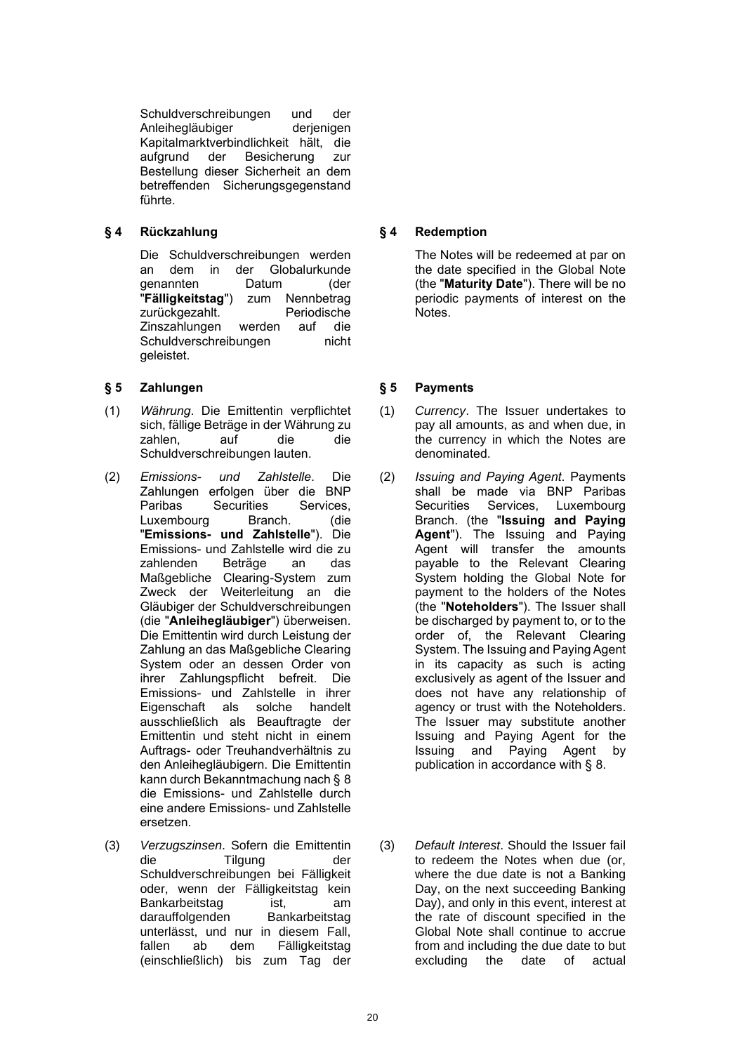Schuldverschreibungen und der Anleihegläubiger derjenigen Kapitalmarktverbindlichkeit hält, die aufgrund der Besicherung zur Bestellung dieser Sicherheit an dem betreffenden Sicherungsgegenstand führte.

## § 4 Rückzahlung

Die Schuldverschreibungen werden an dem in der Globalurkunde genannten Datum (der "**Fälligkeitstag**") zum Nennbetrag zurückgezahlt. Periodische Zinszahlungen werden auf die Schuldverschreibungen nicht geleistet.

## § 4 Redemption

The Notes will be redeemed at par on the date specified in the Global Note (the "**Maturity Date**"). There will be no periodic payments of interest on the Notes.

## § 5 Zahlungen

(1) *Währung*. Die Emittentin verpflichtet sich, fällige Beträge in der Währung zu zahlen, auf die die Schuldverschreibungen lauten.

(2) *Emissions- und Zahlstelle*. Die Zahlungen erfolgen über die BNP Paribas Securities Services, Luxembourg Branch. (die "**Emissions- und Zahlstelle**"). Die Emissions- und Zahlstelle wird die zu zahlenden Beträge an das Maßgebliche Clearing-System zum Zweck der Weiterleitung an die Gläubiger der Schuldverschreibungen (die "**Anleihegläubiger**") überweisen. Die Emittentin wird durch Leistung der Zahlung an das Maßgebliche Clearing System oder an dessen Order von ihrer Zahlungspflicht befreit. Die Emissions- und Zahlstelle in ihrer Eigenschaft als solche handelt ausschließlich als Beauftragte der Emittentin und steht nicht in einem Auftrags- oder Treuhandverhältnis zu den Anleihegläubigern. Die Emittentin kann durch Bekanntmachung nach § 8 die Emissions- und Zahlstelle durch eine andere Emissions- und Zahlstelle ersetzen.

(3) *Verzugszinsen*. Sofern die Emittentin die Tilgung der Schuldverschreibungen bei Fälligkeit oder, wenn der Fälligkeitstag kein Bankarbeitstag ist, am darauffolgenden Bankarbeitstag unterlässt, und nur in diesem Fall, fallen ab dem Fälligkeitstag (einschließlich) bis zum Tag der

## § 5 Payments

(1) *Currency*. The Issuer undertakes to pay all amounts, as and when due, in the currency in which the Notes are denominated.

(2) *Issuing and Paying Agent*. Payments shall be made via BNP Paribas Securities Services, Luxembourg Branch. (the "**Issuing and Paying Agent**"). The Issuing and Paying Agent will transfer the amounts payable to the Relevant Clearing System holding the Global Note for payment to the holders of the Notes (the "**Noteholders**"). The Issuer shall be discharged by payment to, or to the order of, the Relevant Clearing System. The Issuing and Paying Agent in its capacity as such is acting exclusively as agent of the Issuer and does not have any relationship of agency or trust with the Noteholders. The Issuer may substitute another Issuing and Paying Agent for the Issuing and Paying Agent by publication in accordance with § 8.

(3) *Default Interest*. Should the Issuer fail to redeem the Notes when due (or, where the due date is not a Banking Day, on the next succeeding Banking Day), and only in this event, interest at the rate of discount specified in the Global Note shall continue to accrue from and including the due date to but excluding the date of actual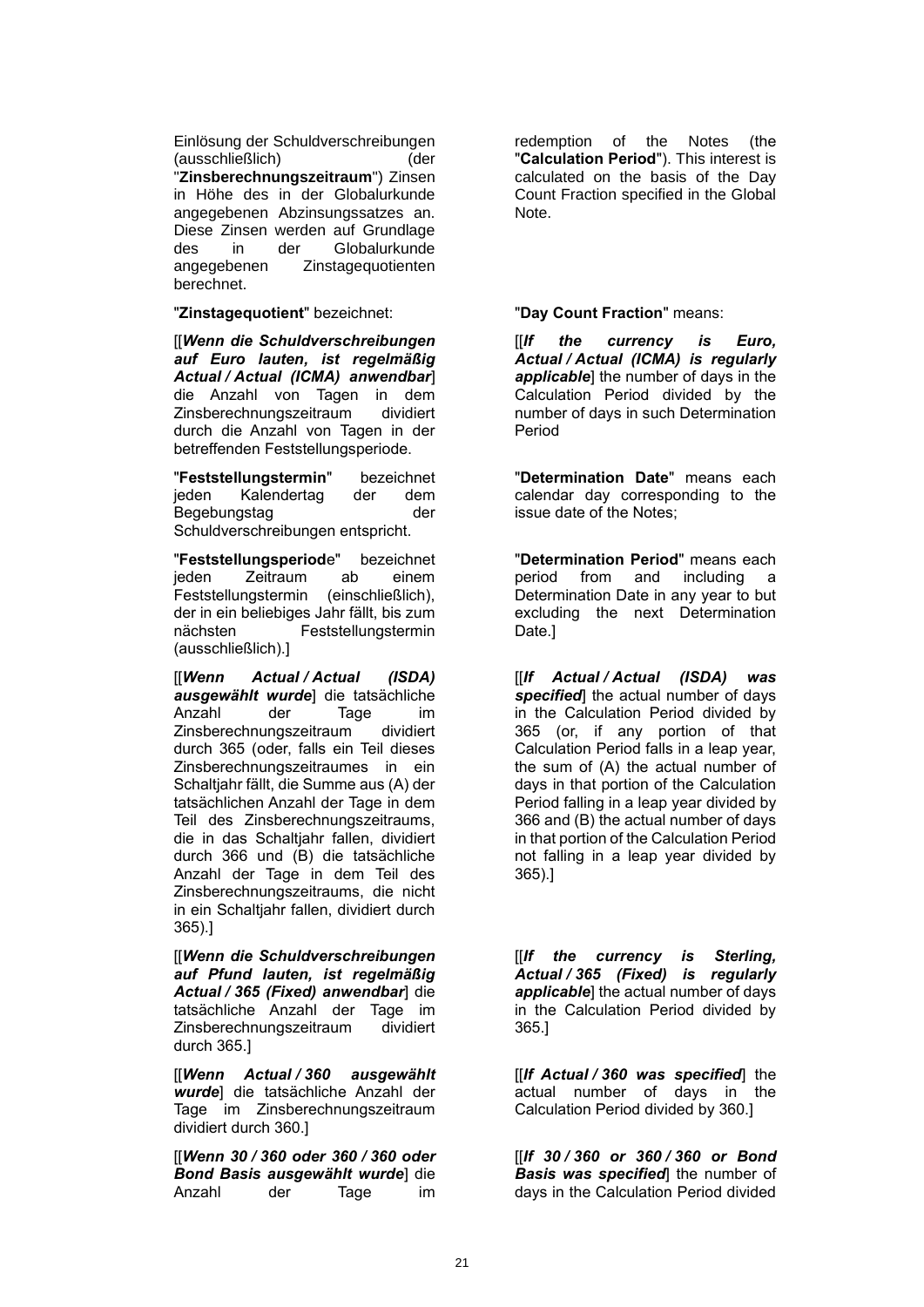Einlösung der Schuldverschreibungen (ausschließlich) (der "**Zinsberechnungszeitraum**") Zinsen in Höhe des in der Globalurkunde angegebenen Abzinsungssatzes an. Diese Zinsen werden auf Grundlage des in der Globalurkunde angegebenen Zinstagequotienten berechnet.

"**Zinstagequotient**" bezeichnet:

[[***Wenn die Schuldverschreibungen auf Euro lauten, ist regelmäßig Actual / Actual (ICMA) anwendbar***] die Anzahl von Tagen in dem Zinsberechnungszeitraum dividiert durch die Anzahl von Tagen in der betreffenden Feststellungsperiode.

"**Feststellungstermin**" bezeichnet jeden Kalendertag der dem Begebungstag der Schuldverschreibungen entspricht.

"**Feststellungsperiod**e" bezeichnet jeden Zeitraum ab einem Feststellungstermin (einschließlich), der in ein beliebiges Jahr fällt, bis zum nächsten Feststellungstermin (ausschließlich).]

[[***Wenn Actual / Actual (ISDA) ausgewählt wurde***] die tatsächliche Anzahl der Tage im Zinsberechnungszeitraum dividiert durch 365 (oder, falls ein Teil dieses Zinsberechnungszeitraumes in ein Schaltjahr fällt, die Summe aus (A) der tatsächlichen Anzahl der Tage in dem Teil des Zinsberechnungszeitraums, die in das Schaltjahr fallen, dividiert durch 366 und (B) die tatsächliche Anzahl der Tage in dem Teil des Zinsberechnungszeitraums, die nicht in ein Schaltjahr fallen, dividiert durch 365).]

[[***Wenn die Schuldverschreibungen auf Pfund lauten, ist regelmäßig Actual / 365 (Fixed) anwendbar***] die tatsächliche Anzahl der Tage im Zinsberechnungszeitraum dividiert durch 365.]

[[***Wenn Actual / 360 ausgewählt wurde***] die tatsächliche Anzahl der Tage im Zinsberechnungszeitraum dividiert durch 360.]

[[***Wenn 30 / 360 oder 360 / 360 oder Bond Basis ausgewählt wurde***] die Anzahl der Tage im

redemption of the Notes (the "**Calculation Period**"). This interest is calculated on the basis of the Day Count Fraction specified in the Global Note.

"**Day Count Fraction**" means:

[[***If the currency is Euro, Actual / Actual (ICMA) is regularly applicable***] the number of days in the Calculation Period divided by the number of days in such Determination Period

"**Determination Date**" means each calendar day corresponding to the issue date of the Notes;

"**Determination Period**" means each period from and including a Determination Date in any year to but excluding the next Determination Date.]

[[***If Actual / Actual (ISDA) was specified***] the actual number of days in the Calculation Period divided by 365 (or, if any portion of that Calculation Period falls in a leap year, the sum of (A) the actual number of days in that portion of the Calculation Period falling in a leap year divided by 366 and (B) the actual number of days in that portion of the Calculation Period not falling in a leap year divided by 365).]

[[***If the currency is Sterling, Actual / 365 (Fixed) is regularly applicable***] the actual number of days in the Calculation Period divided by 365.]

[[***If Actual / 360 was specified***] the actual number of days in the Calculation Period divided by 360.]

[[***If 30 / 360 or 360 / 360 or Bond Basis was specified***] the number of days in the Calculation Period divided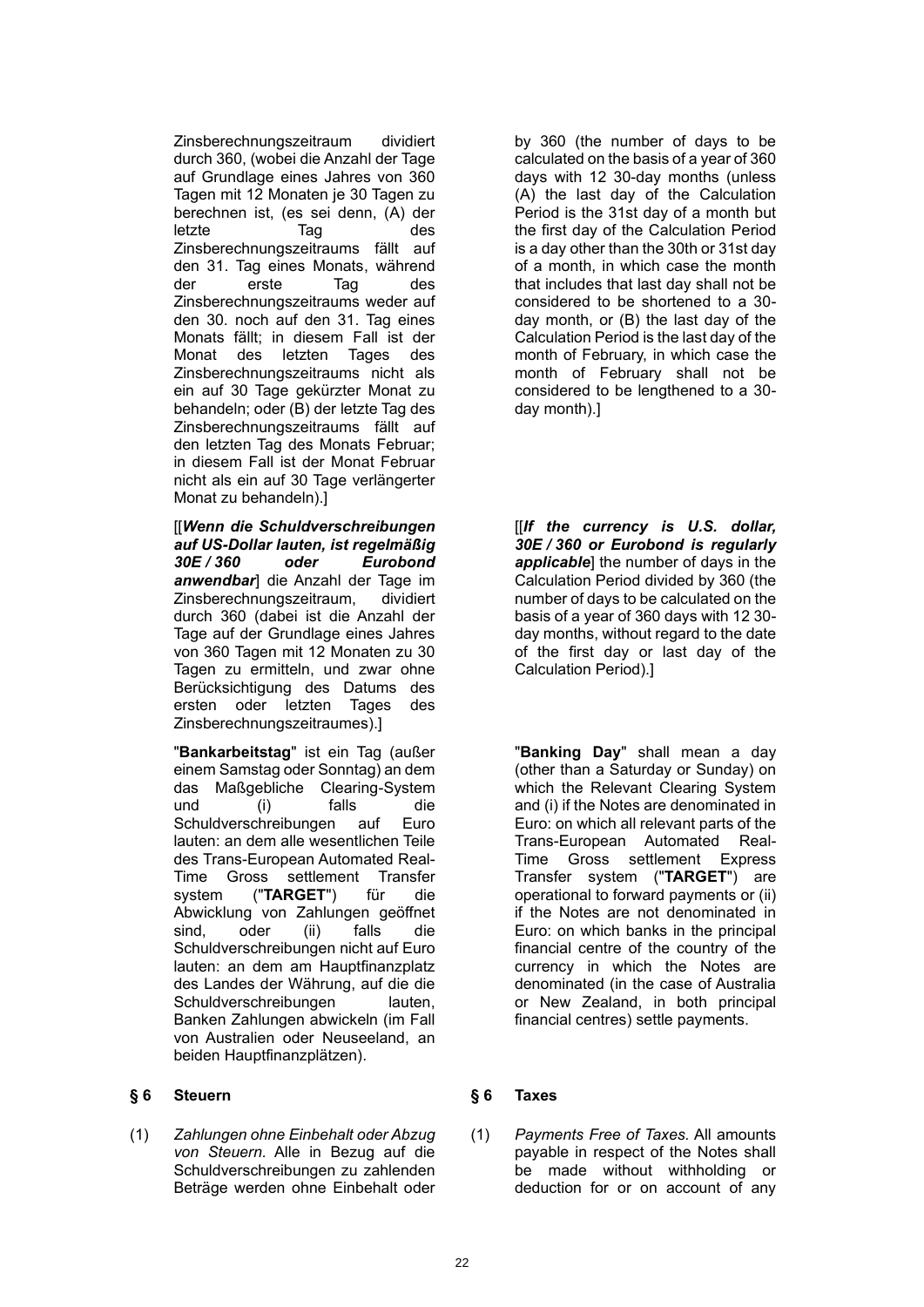Zinsberechnungszeitraum dividiert durch 360, (wobei die Anzahl der Tage auf Grundlage eines Jahres von 360 Tagen mit 12 Monaten je 30 Tagen zu berechnen ist, (es sei denn, (A) der letzte Tag des Zinsberechnungszeitraums fällt auf den 31. Tag eines Monats, während der erste Tag des Zinsberechnungszeitraums weder auf den 30. noch auf den 31. Tag eines Monats fällt; in diesem Fall ist der Monat des letzten Tages des Zinsberechnungszeitraums nicht als ein auf 30 Tage gekürzter Monat zu behandeln; oder (B) der letzte Tag des Zinsberechnungszeitraums fällt auf den letzten Tag des Monats Februar; in diesem Fall ist der Monat Februar nicht als ein auf 30 Tage verlängerter Monat zu behandeln).]

by 360 (the number of days to be calculated on the basis of a year of 360 days with 12 30-day months (unless (A) the last day of the Calculation Period is the 31st day of a month but the first day of the Calculation Period is a day other than the 30th or 31st day of a month, in which case the month that includes that last day shall not be considered to be shortened to a 30-day month, or (B) the last day of the Calculation Period is the last day of the month of February, in which case the month of February shall not be considered to be lengthened to a 30-day month).]

[[***Wenn die Schuldverschreibungen auf US-Dollar lauten, ist regelmäßig 30E / 360 oder Eurobond anwendbar***] die Anzahl der Tage im Zinsberechnungszeitraum, dividiert durch 360 (dabei ist die Anzahl der Tage auf der Grundlage eines Jahres von 360 Tagen mit 12 Monaten zu 30 Tagen zu ermitteln, und zwar ohne Berücksichtigung des Datums des ersten oder letzten Tages des Zinsberechnungszeitraumes).]

[[***If the currency is U.S. dollar, 30E / 360 or Eurobond is regularly applicable***] the number of days in the Calculation Period divided by 360 (the number of days to be calculated on the basis of a year of 360 days with 12 30-day months, without regard to the date of the first day or last day of the Calculation Period).]

"**Bankarbeitstag**" ist ein Tag (außer einem Samstag oder Sonntag) an dem das Maßgebliche Clearing-System und (i) falls die Schuldverschreibungen auf Euro lauten: an dem alle wesentlichen Teile des Trans-European Automated Real-Time Gross settlement Transfer system ("**TARGET**") für die Abwicklung von Zahlungen geöffnet sind, oder (ii) falls die Schuldverschreibungen nicht auf Euro lauten: an dem am Hauptfinanzplatz des Landes der Währung, auf die die Schuldverschreibungen lauten, Banken Zahlungen abwickeln (im Fall von Australien oder Neuseeland, an beiden Hauptfinanzplätzen).

"**Banking Day**" shall mean a day (other than a Saturday or Sunday) on which the Relevant Clearing System and (i) if the Notes are denominated in Euro: on which all relevant parts of the Trans-European Automated Real-Time Gross settlement Express Transfer system ("**TARGET**") are operational to forward payments or (ii) if the Notes are not denominated in Euro: on which banks in the principal financial centre of the country of the currency in which the Notes are denominated (in the case of Australia or New Zealand, in both principal financial centres) settle payments.

## § 6 Steuern

(1) *Zahlungen ohne Einbehalt oder Abzug von Steuern.* Alle in Bezug auf die Schuldverschreibungen zu zahlenden Beträge werden ohne Einbehalt oder

## § 6 Taxes

(1) *Payments Free of Taxes.* All amounts payable in respect of the Notes shall be made without withholding or deduction for or on account of any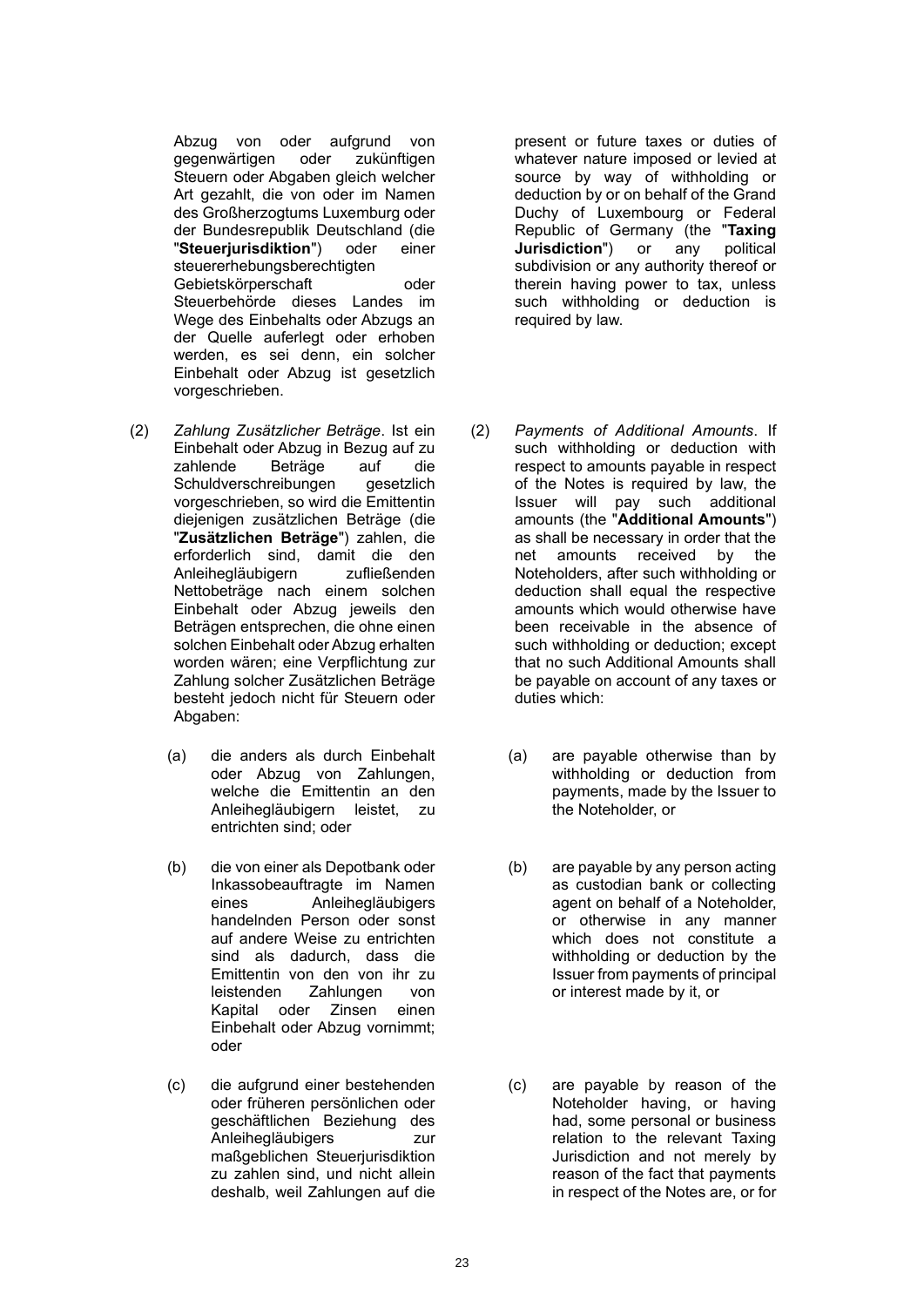Abzug von oder aufgrund von gegenwärtigen oder zukünftigen Steuern oder Abgaben gleich welcher Art gezahlt, die von oder im Namen des Großherzogtums Luxemburg oder der Bundesrepublik Deutschland (die "**Steuerjurisdiktion**") oder einer steuererhebungsberechtigten Gebietskörperschaft oder Steuerbehörde dieses Landes im Wege des Einbehalts oder Abzugs an der Quelle auferlegt oder erhoben werden, es sei denn, ein solcher Einbehalt oder Abzug ist gesetzlich vorgeschrieben.

present or future taxes or duties of whatever nature imposed or levied at source by way of withholding or deduction by or on behalf of the Grand Duchy of Luxembourg or Federal Republic of Germany (the "**Taxing Jurisdiction**") or any political subdivision or any authority thereof or therein having power to tax, unless such withholding or deduction is required by law.

(2) *Zahlung Zusätzlicher Beträge*. Ist ein Einbehalt oder Abzug in Bezug auf zu zahlende Beträge auf die Schuldverschreibungen gesetzlich vorgeschrieben, so wird die Emittentin diejenigen zusätzlichen Beträge (die "**Zusätzlichen Beträge**") zahlen, die erforderlich sind, damit die den Anleihegläubigern zufließenden Nettobeträge nach einem solchen Einbehalt oder Abzug jeweils den Beträgen entsprechen, die ohne einen solchen Einbehalt oder Abzug erhalten worden wären; eine Verpflichtung zur Zahlung solcher Zusätzlichen Beträge besteht jedoch nicht für Steuern oder Abgaben:

(a) die anders als durch Einbehalt oder Abzug von Zahlungen, welche die Emittentin an den Anleihegläubigern leistet, zu entrichten sind; oder

(b) die von einer als Depotbank oder Inkassobeauftragte im Namen eines Anleihegläubigers handelnden Person oder sonst auf andere Weise zu entrichten sind als dadurch, dass die Emittentin von den von ihr zu leistenden Zahlungen von Kapital oder Zinsen einen Einbehalt oder Abzug vornimmt; oder

(c) die aufgrund einer bestehenden oder früheren persönlichen oder geschäftlichen Beziehung des Anleihegläubigers zur maßgeblichen Steuerjurisdiktion zu zahlen sind, und nicht allein deshalb, weil Zahlungen auf die

(2) *Payments of Additional Amounts*. If such withholding or deduction with respect to amounts payable in respect of the Notes is required by law, the Issuer will pay such additional amounts (the "**Additional Amounts**") as shall be necessary in order that the net amounts received by the Noteholders, after such withholding or deduction shall equal the respective amounts which would otherwise have been receivable in the absence of such withholding or deduction; except that no such Additional Amounts shall be payable on account of any taxes or duties which:

(a) are payable otherwise than by withholding or deduction from payments, made by the Issuer to the Noteholder, or

(b) are payable by any person acting as custodian bank or collecting agent on behalf of a Noteholder, or otherwise in any manner which does not constitute a withholding or deduction by the Issuer from payments of principal or interest made by it, or

(c) are payable by reason of the Noteholder having, or having had, some personal or business relation to the relevant Taxing Jurisdiction and not merely by reason of the fact that payments in respect of the Notes are, or for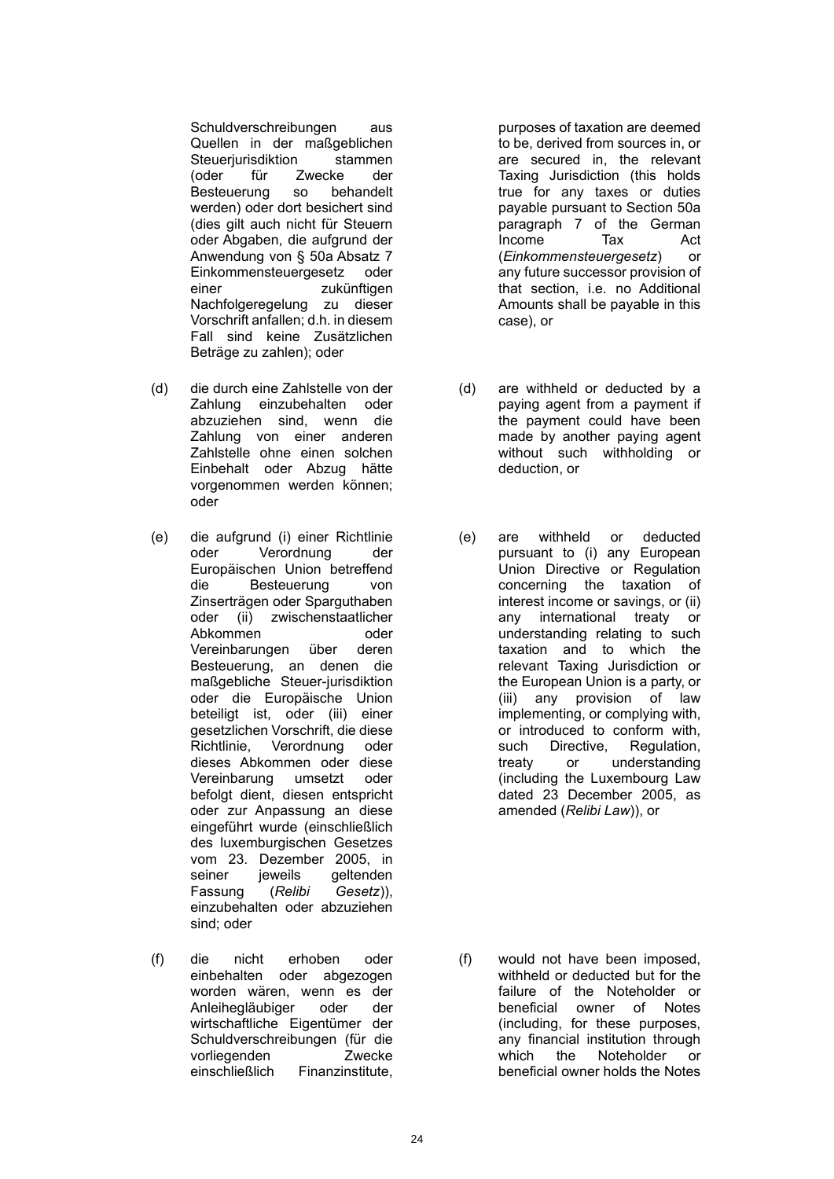Schuldverschreibungen aus Quellen in der maßgeblichen Steuerjurisdiktion stammen (oder für Zwecke der Besteuerung so behandelt werden) oder dort besichert sind (dies gilt auch nicht für Steuern oder Abgaben, die aufgrund der Anwendung von § 50a Absatz 7 Einkommensteuergesetz oder einer zukünftigen Nachfolgeregelung zu dieser Vorschrift anfallen; d.h. in diesem Fall sind keine Zusätzlichen Beträge zu zahlen); oder

(d) die durch eine Zahlstelle von der Zahlung einzubehalten oder abzuziehen sind, wenn die Zahlung von einer anderen Zahlstelle ohne einen solchen Einbehalt oder Abzug hätte vorgenommen werden können; oder

(e) die aufgrund (i) einer Richtlinie oder Verordnung der Europäischen Union betreffend die Besteuerung von Zinserträgen oder Sparguthaben oder (ii) zwischenstaatlicher Abkommen oder Vereinbarungen über deren Besteuerung, an denen die maßgebliche Steuer-jurisdiktion oder die Europäische Union beteiligt ist, oder (iii) einer gesetzlichen Vorschrift, die diese Richtlinie, Verordnung oder dieses Abkommen oder diese Vereinbarung umsetzt oder befolgt dient, diesen entspricht oder zur Anpassung an diese eingeführt wurde (einschließlich des luxemburgischen Gesetzes vom 23. Dezember 2005, in seiner jeweils geltenden Fassung (*Relibi Gesetz*)), einzubehalten oder abzuziehen sind; oder

(f) die nicht erhoben oder einbehalten oder abgezogen worden wären, wenn es der Anleihegläubiger oder der wirtschaftliche Eigentümer der Schuldverschreibungen (für die vorliegenden Zwecke einschließlich Finanzinstitute,

purposes of taxation are deemed to be, derived from sources in, or are secured in, the relevant Taxing Jurisdiction (this holds true for any taxes or duties payable pursuant to Section 50a paragraph 7 of the German Income Tax Act (*Einkommensteuergesetz*) or any future successor provision of that section, i.e. no Additional Amounts shall be payable in this case), or

(d) are withheld or deducted by a paying agent from a payment if the payment could have been made by another paying agent without such withholding or deduction, or

(e) are withheld or deducted pursuant to (i) any European Union Directive or Regulation concerning the taxation of interest income or savings, or (ii) any international treaty or understanding relating to such taxation and to which the relevant Taxing Jurisdiction or the European Union is a party, or (iii) any provision of law implementing, or complying with, or introduced to conform with, such Directive, Regulation, treaty or understanding (including the Luxembourg Law dated 23 December 2005, as amended (*Relibi Law*)), or

(f) would not have been imposed, withheld or deducted but for the failure of the Noteholder or beneficial owner of Notes (including, for these purposes, any financial institution through which the Noteholder or beneficial owner holds the Notes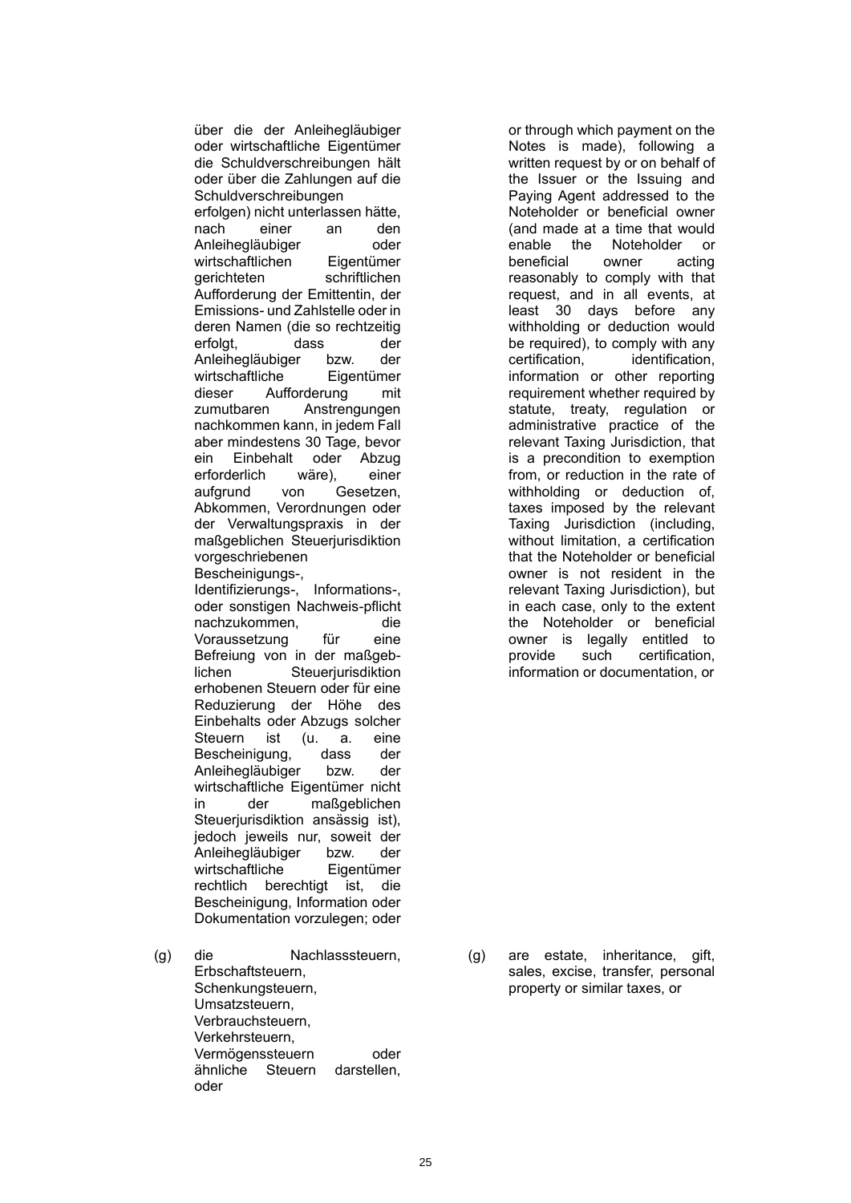über die der Anleihegläubiger oder wirtschaftliche Eigentümer die Schuldverschreibungen hält oder über die Zahlungen auf die Schuldverschreibungen erfolgen) nicht unterlassen hätte, nach einer an den Anleihegläubiger oder wirtschaftlichen Eigentümer gerichteten schriftlichen Aufforderung der Emittentin, der Emissions- und Zahlstelle oder in deren Namen (die so rechtzeitig erfolgt, dass der Anleihegläubiger bzw. der wirtschaftliche Eigentümer dieser Aufforderung mit zumutbaren Anstrengungen nachkommen kann, in jedem Fall aber mindestens 30 Tage, bevor ein Einbehalt oder Abzug erforderlich wäre), einer aufgrund von Gesetzen, Abkommen, Verordnungen oder der Verwaltungspraxis in der maßgeblichen Steuerjurisdiktion vorgeschriebenen Bescheinigungs-, Identifizierungs-, Informations-, oder sonstigen Nachweis-pflicht nachzukommen, die Voraussetzung für eine Befreiung von in der maßgeblichen Steuerjurisdiktion erhobenen Steuern oder für eine Reduzierung der Höhe des Einbehalts oder Abzugs solcher Steuern ist (u. a. eine Bescheinigung, dass der Anleihegläubiger bzw. der wirtschaftliche Eigentümer nicht in der maßgeblichen Steuerjurisdiktion ansässig ist), jedoch jeweils nur, soweit der Anleihegläubiger bzw. der wirtschaftliche Eigentümer rechtlich berechtigt ist, die Bescheinigung, Information oder Dokumentation vorzulegen; oder

(g) die Nachlasssteuern, Erbschaftsteuern, Schenkungsteuern, Umsatzsteuern, Verbrauchsteuern, Verkehrsteuern, Vermögenssteuern oder ähnliche Steuern darstellen, oder

or through which payment on the Notes is made), following a written request by or on behalf of the Issuer or the Issuing and Paying Agent addressed to the Noteholder or beneficial owner (and made at a time that would enable the Noteholder or beneficial owner acting reasonably to comply with that request, and in all events, at least 30 days before any withholding or deduction would be required), to comply with any certification, identification, information or other reporting requirement whether required by statute, treaty, regulation or administrative practice of the relevant Taxing Jurisdiction, that is a precondition to exemption from, or reduction in the rate of withholding or deduction of, taxes imposed by the relevant Taxing Jurisdiction (including, without limitation, a certification that the Noteholder or beneficial owner is not resident in the relevant Taxing Jurisdiction), but in each case, only to the extent the Noteholder or beneficial owner is legally entitled to provide such certification, information or documentation, or

(g) are estate, inheritance, gift, sales, excise, transfer, personal property or similar taxes, or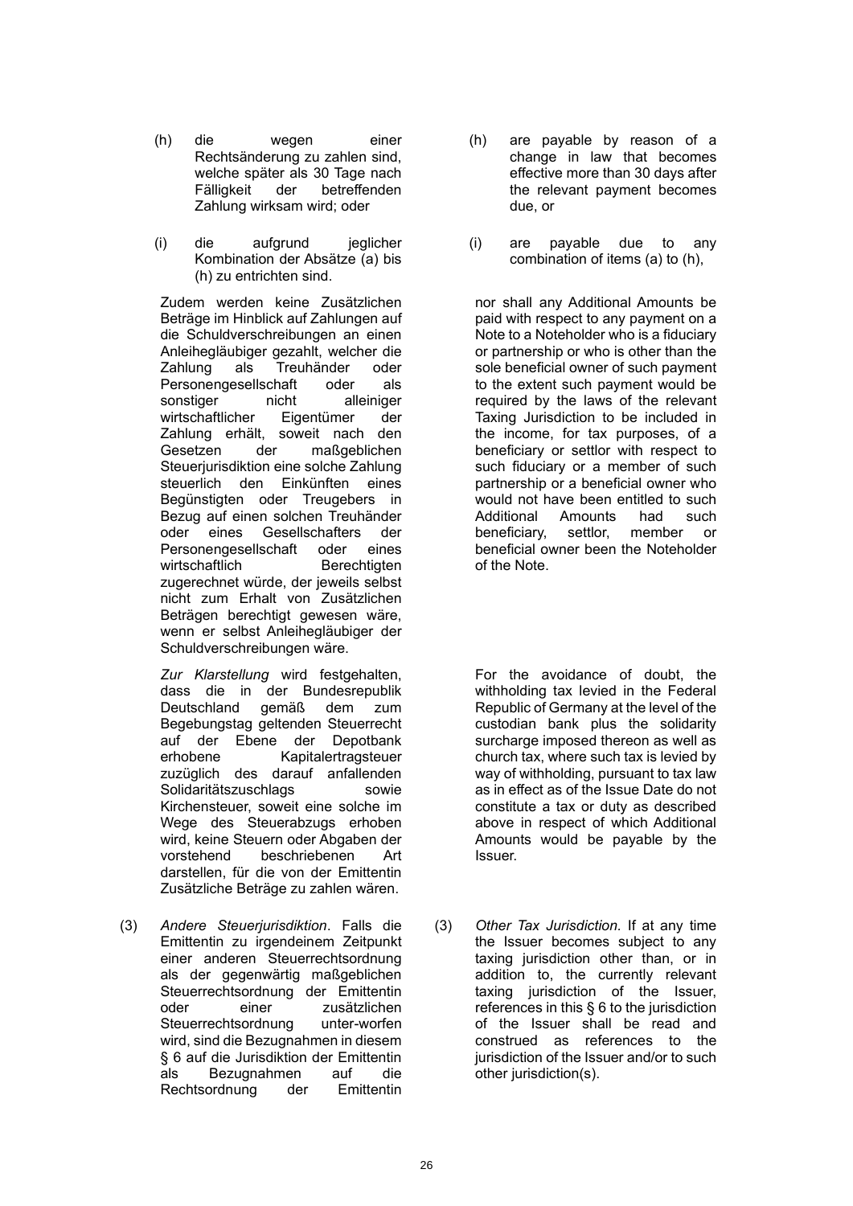(h) die wegen einer Rechtsänderung zu zahlen sind, welche später als 30 Tage nach Fälligkeit der betreffenden Zahlung wirksam wird; oder

(i) die aufgrund jeglicher Kombination der Absätze (a) bis (h) zu entrichten sind.

Zudem werden keine Zusätzlichen Beträge im Hinblick auf Zahlungen auf die Schuldverschreibungen an einen Anleihegläubiger gezahlt, welcher die Zahlung als Treuhänder oder Personengesellschaft oder als sonstiger nicht alleiniger wirtschaftlicher Eigentümer der Zahlung erhält, soweit nach den Gesetzen der maßgeblichen Steuerjurisdiktion eine solche Zahlung steuerlich den Einkünften eines Begünstigten oder Treugebers in Bezug auf einen solchen Treuhänder oder eines Gesellschafters der Personengesellschaft oder eines wirtschaftlich Berechtigten zugerechnet würde, der jeweils selbst nicht zum Erhalt von Zusätzlichen Beträgen berechtigt gewesen wäre, wenn er selbst Anleihegläubiger der Schuldverschreibungen wäre.

*Zur Klarstellung* wird festgehalten, dass die in der Bundesrepublik Deutschland gemäß dem zum Begebungstag geltenden Steuerrecht auf der Ebene der Depotbank erhobene Kapitalertragsteuer zuzüglich des darauf anfallenden Solidaritätszuschlags sowie Kirchensteuer, soweit eine solche im Wege des Steuerabzugs erhoben wird, keine Steuern oder Abgaben der vorstehend beschriebenen Art darstellen, für die von der Emittentin Zusätzliche Beträge zu zahlen wären.

(3) *Andere Steuerjurisdiktion*. Falls die Emittentin zu irgendeinem Zeitpunkt einer anderen Steuerrechtsordnung als der gegenwärtig maßgeblichen Steuerrechtsordnung der Emittentin oder einer zusätzlichen Steuerrechtsordnung unter-worfen wird, sind die Bezugnahmen in diesem § 6 auf die Jurisdiktion der Emittentin als Bezugnahmen auf die Rechtsordnung der Emittentin

(h) are payable by reason of a change in law that becomes effective more than 30 days after the relevant payment becomes due, or

(i) are payable due to any combination of items (a) to (h),

nor shall any Additional Amounts be paid with respect to any payment on a Note to a Noteholder who is a fiduciary or partnership or who is other than the sole beneficial owner of such payment to the extent such payment would be required by the laws of the relevant Taxing Jurisdiction to be included in the income, for tax purposes, of a beneficiary or settlor with respect to such fiduciary or a member of such partnership or a beneficial owner who would not have been entitled to such Additional Amounts had such beneficiary, settlor, member or beneficial owner been the Noteholder of the Note.

For the avoidance of doubt, the withholding tax levied in the Federal Republic of Germany at the level of the custodian bank plus the solidarity surcharge imposed thereon as well as church tax, where such tax is levied by way of withholding, pursuant to tax law as in effect as of the Issue Date do not constitute a tax or duty as described above in respect of which Additional Amounts would be payable by the Issuer.

(3) *Other Tax Jurisdiction.* If at any time the Issuer becomes subject to any taxing jurisdiction other than, or in addition to, the currently relevant taxing jurisdiction of the Issuer, references in this § 6 to the jurisdiction of the Issuer shall be read and construed as references to the jurisdiction of the Issuer and/or to such other jurisdiction(s).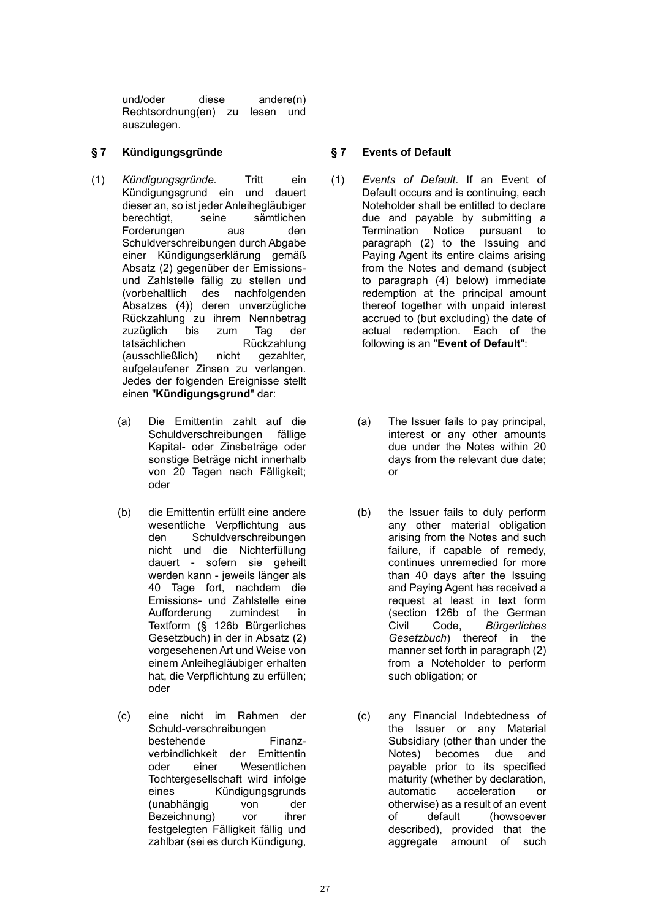und/oder diese andere(n) Rechtsordnung(en) zu lesen und auszulegen.

## § 7 Kündigungsgründe

(1) *Kündigungsgründe.* Tritt ein Kündigungsgrund ein und dauert dieser an, so ist jeder Anleihegläubiger berechtigt, seine sämtlichen Forderungen aus den Schuldverschreibungen durch Abgabe einer Kündigungserklärung gemäß Absatz (2) gegenüber der Emissions- und Zahlstelle fällig zu stellen und (vorbehaltlich des nachfolgenden Absatzes (4)) deren unverzügliche Rückzahlung zu ihrem Nennbetrag zuzüglich bis zum Tag der tatsächlichen Rückzahlung (ausschließlich) nicht gezahlter, aufgelaufener Zinsen zu verlangen. Jedes der folgenden Ereignisse stellt einen "**Kündigungsgrund**" dar:

(a) Die Emittentin zahlt auf die Schuldverschreibungen fällige Kapital- oder Zinsbeträge oder sonstige Beträge nicht innerhalb von 20 Tagen nach Fälligkeit; oder

(b) die Emittentin erfüllt eine andere wesentliche Verpflichtung aus den Schuldverschreibungen nicht und die Nichterfüllung dauert - sofern sie geheilt werden kann - jeweils länger als 40 Tage fort, nachdem die Emissions- und Zahlstelle eine Aufforderung zumindest in Textform (§ 126b Bürgerliches Gesetzbuch) in der in Absatz (2) vorgesehenen Art und Weise von einem Anleihegläubiger erhalten hat, die Verpflichtung zu erfüllen; oder

(c) eine nicht im Rahmen der Schuld-verschreibungen bestehende Finanzverbindlichkeit der Emittentin oder einer Wesentlichen Tochtergesellschaft wird infolge eines Kündigungsgrunds (unabhängig von der Bezeichnung) vor ihrer festgelegten Fälligkeit fällig und zahlbar (sei es durch Kündigung,

## § 7 Events of Default

(1) *Events of Default*. If an Event of Default occurs and is continuing, each Noteholder shall be entitled to declare due and payable by submitting a Termination Notice pursuant to paragraph (2) to the Issuing and Paying Agent its entire claims arising from the Notes and demand (subject to paragraph (4) below) immediate redemption at the principal amount thereof together with unpaid interest accrued to (but excluding) the date of actual redemption. Each of the following is an "**Event of Default**":

(a) The Issuer fails to pay principal, interest or any other amounts due under the Notes within 20 days from the relevant due date; or

(b) the Issuer fails to duly perform any other material obligation arising from the Notes and such failure, if capable of remedy, continues unremedied for more than 40 days after the Issuing and Paying Agent has received a request at least in text form (section 126b of the German Civil Code, *Bürgerliches Gesetzbuch*) thereof in the manner set forth in paragraph (2) from a Noteholder to perform such obligation; or

(c) any Financial Indebtedness of the Issuer or any Material Subsidiary (other than under the Notes) becomes due and payable prior to its specified maturity (whether by declaration, automatic acceleration or otherwise) as a result of an event of default (howsoever described), provided that the aggregate amount of such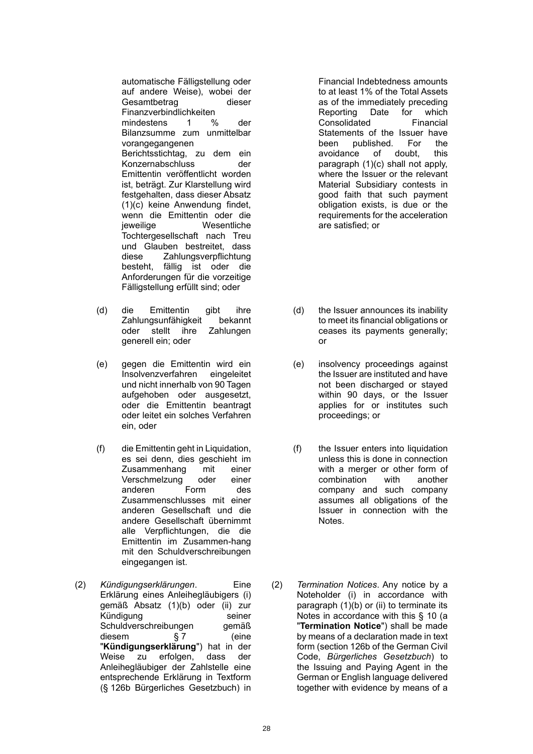automatische Fälligstellung oder auf andere Weise), wobei der Gesamtbetrag dieser Finanzverbindlichkeiten mindestens 1 % der Bilanzsumme zum unmittelbar vorangegangenen Berichtsstichtag, zu dem ein Konzernabschluss der Emittentin veröffentlicht worden ist, beträgt. Zur Klarstellung wird festgehalten, dass dieser Absatz (1)(c) keine Anwendung findet, wenn die Emittentin oder die jeweilige Wesentliche Tochtergesellschaft nach Treu und Glauben bestreitet, dass diese Zahlungsverpflichtung besteht, fällig ist oder die Anforderungen für die vorzeitige Fälligstellung erfüllt sind; oder

(d) die Emittentin gibt ihre Zahlungsunfähigkeit bekannt oder stellt ihre Zahlungen generell ein; oder

(e) gegen die Emittentin wird ein Insolvenzverfahren eingeleitet und nicht innerhalb von 90 Tagen aufgehoben oder ausgesetzt, oder die Emittentin beantragt oder leitet ein solches Verfahren ein, oder

(f) die Emittentin geht in Liquidation, es sei denn, dies geschieht im Zusammenhang mit einer Verschmelzung oder einer anderen Form des Zusammenschlusses mit einer anderen Gesellschaft und die andere Gesellschaft übernimmt alle Verpflichtungen, die die Emittentin im Zusammen-hang mit den Schuldverschreibungen eingegangen ist.

(2) *Kündigungserklärungen*. Eine Erklärung eines Anleihegläubigers (i) gemäß Absatz (1)(b) oder (ii) zur Kündigung seiner Schuldverschreibungen gemäß diesem § 7 (eine "**Kündigungserklärung**") hat in der Weise zu erfolgen, dass der Anleihegläubiger der Zahlstelle eine entsprechende Erklärung in Textform (§ 126b Bürgerliches Gesetzbuch) in

Financial Indebtedness amounts to at least 1% of the Total Assets as of the immediately preceding Reporting Date for which Consolidated Financial Statements of the Issuer have been published. For the avoidance of doubt, this paragraph (1)(c) shall not apply, where the Issuer or the relevant Material Subsidiary contests in good faith that such payment obligation exists, is due or the requirements for the acceleration are satisfied; or

(d) the Issuer announces its inability to meet its financial obligations or ceases its payments generally; or

(e) insolvency proceedings against the Issuer are instituted and have not been discharged or stayed within 90 days, or the Issuer applies for or institutes such proceedings; or

(f) the Issuer enters into liquidation unless this is done in connection with a merger or other form of combination with another company and such company assumes all obligations of the Issuer in connection with the Notes.

(2) *Termination Notices*. Any notice by a Noteholder (i) in accordance with paragraph (1)(b) or (ii) to terminate its Notes in accordance with this § 10 (a "**Termination Notice**") shall be made by means of a declaration made in text form (section 126b of the German Civil Code, *Bürgerliches Gesetzbuch*) to the Issuing and Paying Agent in the German or English language delivered together with evidence by means of a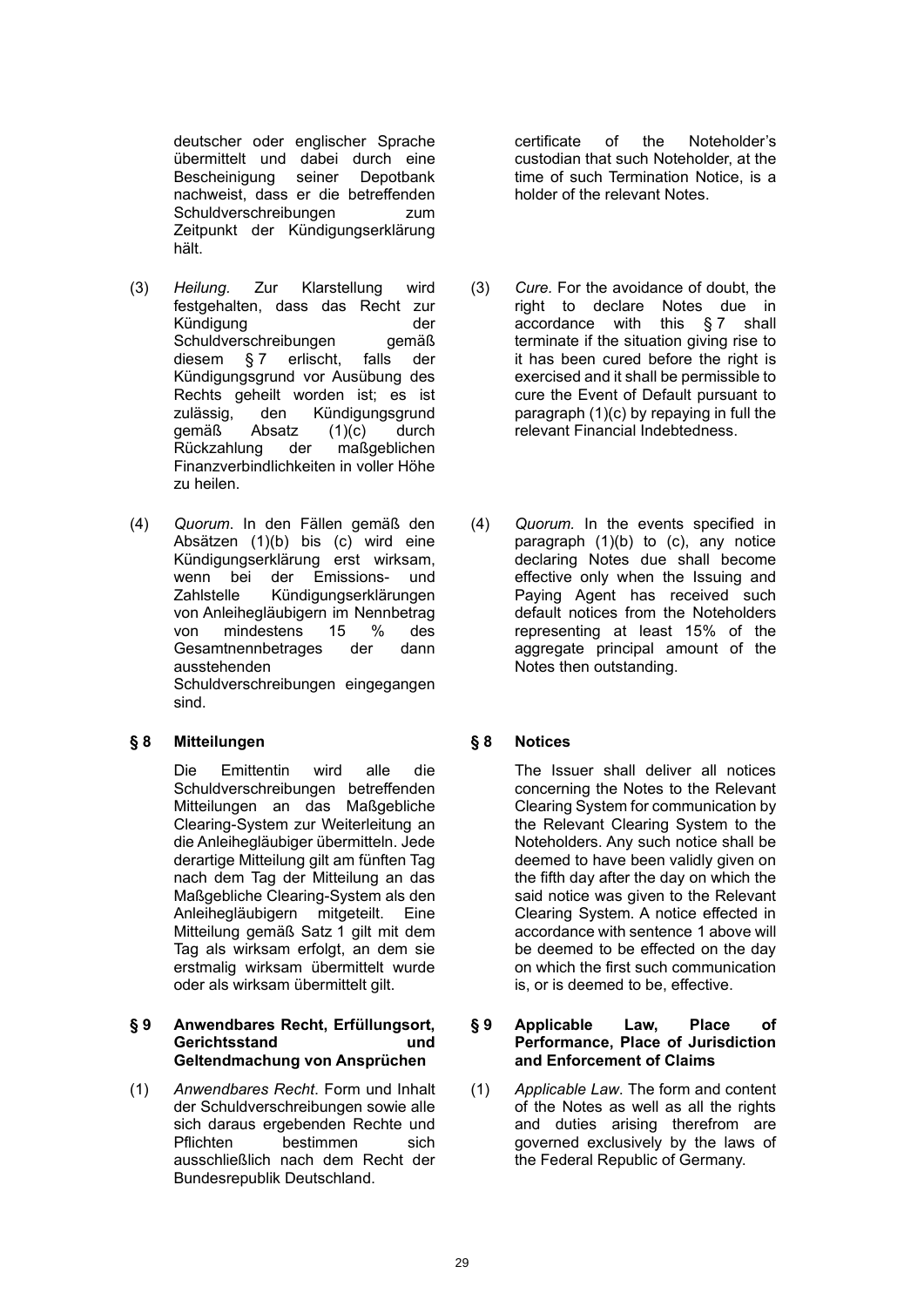deutscher oder englischer Sprache übermittelt und dabei durch eine Bescheinigung seiner Depotbank nachweist, dass er die betreffenden Schuldverschreibungen zum Zeitpunkt der Kündigungserklärung hält.

(3) *Heilung.* Zur Klarstellung wird festgehalten, dass das Recht zur Kündigung der Schuldverschreibungen gemäß diesem § 7 erlischt, falls der Kündigungsgrund vor Ausübung des Rechts geheilt worden ist; es ist zulässig, den Kündigungsgrund gemäß Absatz (1)(c) durch Rückzahlung der maßgeblichen Finanzverbindlichkeiten in voller Höhe zu heilen.

(4) *Quorum.* In den Fällen gemäß den Absätzen (1)(b) bis (c) wird eine Kündigungserklärung erst wirksam, wenn bei der Emissions- und Zahlstelle Kündigungserklärungen von Anleihegläubigern im Nennbetrag von mindestens 15 % des Gesamtnennbetrages der dann ausstehenden Schuldverschreibungen eingegangen sind.

## § 8 Mitteilungen

Die Emittentin wird alle die Schuldverschreibungen betreffenden Mitteilungen an das Maßgebliche Clearing-System zur Weiterleitung an die Anleihegläubiger übermitteln. Jede derartige Mitteilung gilt am fünften Tag nach dem Tag der Mitteilung an das Maßgebliche Clearing-System als den Anleihegläubigern mitgeteilt. Eine Mitteilung gemäß Satz 1 gilt mit dem Tag als wirksam erfolgt, an dem sie erstmalig wirksam übermittelt wurde oder als wirksam übermittelt gilt.

## § 9 Anwendbares Recht, Erfüllungsort, Gerichtsstand und Geltendmachung von Ansprüchen

(1) *Anwendbares Recht.* Form und Inhalt der Schuldverschreibungen sowie alle sich daraus ergebenden Rechte und Pflichten bestimmen sich ausschließlich nach dem Recht der Bundesrepublik Deutschland.

certificate of the Noteholder's custodian that such Noteholder, at the time of such Termination Notice, is a holder of the relevant Notes.

(3) *Cure.* For the avoidance of doubt, the right to declare Notes due in accordance with this § 7 shall terminate if the situation giving rise to it has been cured before the right is exercised and it shall be permissible to cure the Event of Default pursuant to paragraph (1)(c) by repaying in full the relevant Financial Indebtedness.

(4) *Quorum.* In the events specified in paragraph (1)(b) to (c), any notice declaring Notes due shall become effective only when the Issuing and Paying Agent has received such default notices from the Noteholders representing at least 15% of the aggregate principal amount of the Notes then outstanding.

## § 8 Notices

The Issuer shall deliver all notices concerning the Notes to the Relevant Clearing System for communication by the Relevant Clearing System to the Noteholders. Any such notice shall be deemed to have been validly given on the fifth day after the day on which the said notice was given to the Relevant Clearing System. A notice effected in accordance with sentence 1 above will be deemed to be effected on the day on which the first such communication is, or is deemed to be, effective.

## § 9 Applicable Law, Place of Performance, Place of Jurisdiction and Enforcement of Claims

(1) *Applicable Law.* The form and content of the Notes as well as all the rights and duties arising therefrom are governed exclusively by the laws of the Federal Republic of Germany.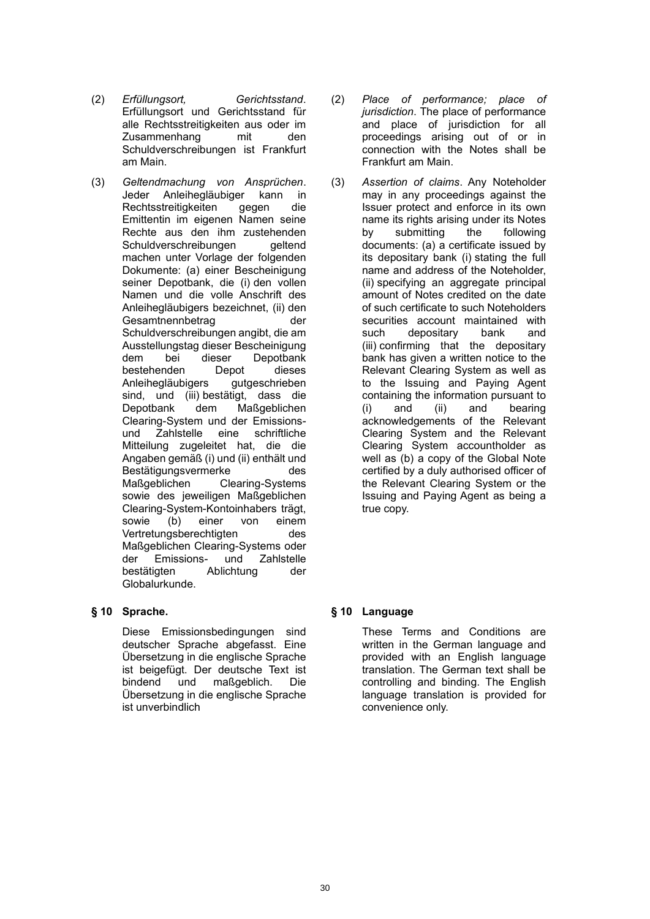(2) *Erfüllungsort, Gerichtsstand*. Erfüllungsort und Gerichtsstand für alle Rechtsstreitigkeiten aus oder im Zusammenhang mit den Schuldverschreibungen ist Frankfurt am Main.

(3) *Geltendmachung von Ansprüchen*. Jeder Anleihegläubiger kann in Rechtsstreitigkeiten gegen die Emittentin im eigenen Namen seine Rechte aus den ihm zustehenden Schuldverschreibungen geltend machen unter Vorlage der folgenden Dokumente: (a) einer Bescheinigung seiner Depotbank, die (i) den vollen Namen und die volle Anschrift des Anleihegläubigers bezeichnet, (ii) den Gesamtnennbetrag der Schuldverschreibungen angibt, die am Ausstellungstag dieser Bescheinigung dem bei dieser Depotbank bestehenden Depot dieses Anleihegläubigers gutgeschrieben sind, und (iii) bestätigt, dass die Depotbank dem Maßgeblichen Clearing-System und der Emissions- und Zahlstelle eine schriftliche Mitteilung zugeleitet hat, die die Angaben gemäß (i) und (ii) enthält und Bestätigungsvermerke des Maßgeblichen Clearing-Systems sowie des jeweiligen Maßgeblichen Clearing-System-Kontoinhabers trägt, sowie (b) einer von einem Vertretungsberechtigten des Maßgeblichen Clearing-Systems oder der Emissions- und Zahlstelle bestätigten Ablichtung der Globalurkunde.

**§ 10 Sprache.**

Diese Emissionsbedingungen sind deutscher Sprache abgefasst. Eine Übersetzung in die englische Sprache ist beigefügt. Der deutsche Text ist bindend und maßgeblich. Die Übersetzung in die englische Sprache ist unverbindlich

(2) *Place of performance; place of jurisdiction*. The place of performance and place of jurisdiction for all proceedings arising out of or in connection with the Notes shall be Frankfurt am Main.

(3) *Assertion of claims*. Any Noteholder may in any proceedings against the Issuer protect and enforce in its own name its rights arising under its Notes by submitting the following documents: (a) a certificate issued by its depositary bank (i) stating the full name and address of the Noteholder, (ii) specifying an aggregate principal amount of Notes credited on the date of such certificate to such Noteholders securities account maintained with such depositary bank and (iii) confirming that the depositary bank has given a written notice to the Relevant Clearing System as well as to the Issuing and Paying Agent containing the information pursuant to (i) and (ii) and bearing acknowledgements of the Relevant Clearing System and the Relevant Clearing System accountholder as well as (b) a copy of the Global Note certified by a duly authorised officer of the Relevant Clearing System or the Issuing and Paying Agent as being a true copy.

**§ 10 Language**

These Terms and Conditions are written in the German language and provided with an English language translation. The German text shall be controlling and binding. The English language translation is provided for convenience only.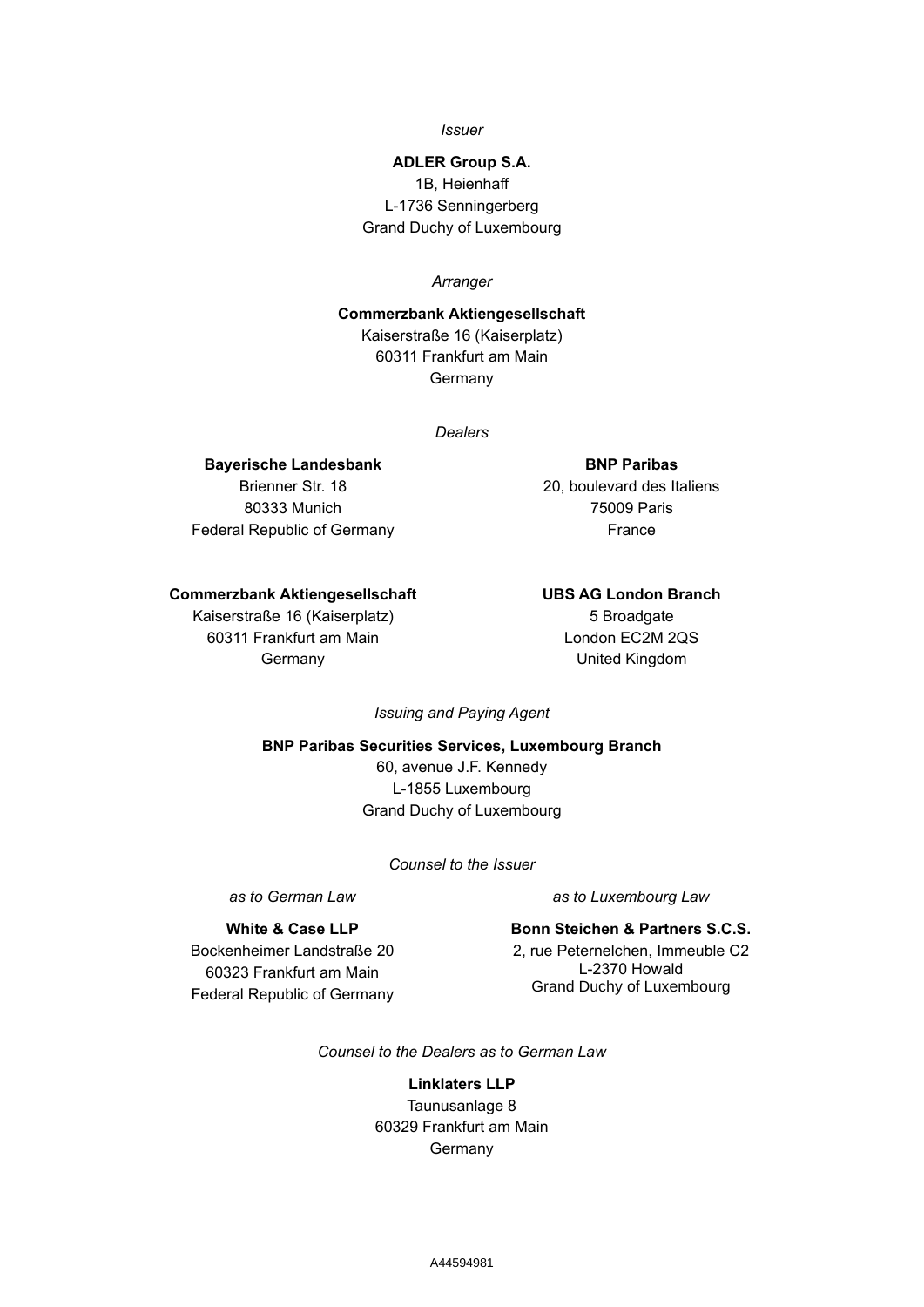*Issuer*

**ADLER Group S.A.**
1B, Heienhaff
L-1736 Senningerberg
Grand Duchy of Luxembourg

*Arranger*

**Commerzbank Aktiengesellschaft**
Kaiserstraße 16 (Kaiserplatz)
60311 Frankfurt am Main
Germany

*Dealers*

**Bayerische Landesbank**
Brienner Str. 18
80333 Munich
Federal Republic of Germany

**BNP Paribas**
20, boulevard des Italiens
75009 Paris
France

**Commerzbank Aktiengesellschaft**
Kaiserstraße 16 (Kaiserplatz)
60311 Frankfurt am Main
Germany

**UBS AG London Branch**
5 Broadgate
London EC2M 2QS
United Kingdom

*Issuing and Paying Agent*

**BNP Paribas Securities Services, Luxembourg Branch**
60, avenue J.F. Kennedy
L-1855 Luxembourg
Grand Duchy of Luxembourg

*Counsel to the Issuer*

*as to German Law*

**White & Case LLP**
Bockenheimer Landstraße 20
60323 Frankfurt am Main
Federal Republic of Germany

*as to Luxembourg Law*

**Bonn Steichen & Partners S.C.S.**
2, rue Peternelchen, Immeuble C2
L-2370 Howald
Grand Duchy of Luxembourg

*Counsel to the Dealers as to German Law*

**Linklaters LLP**
Taunusanlage 8
60329 Frankfurt am Main
Germany

A44594981